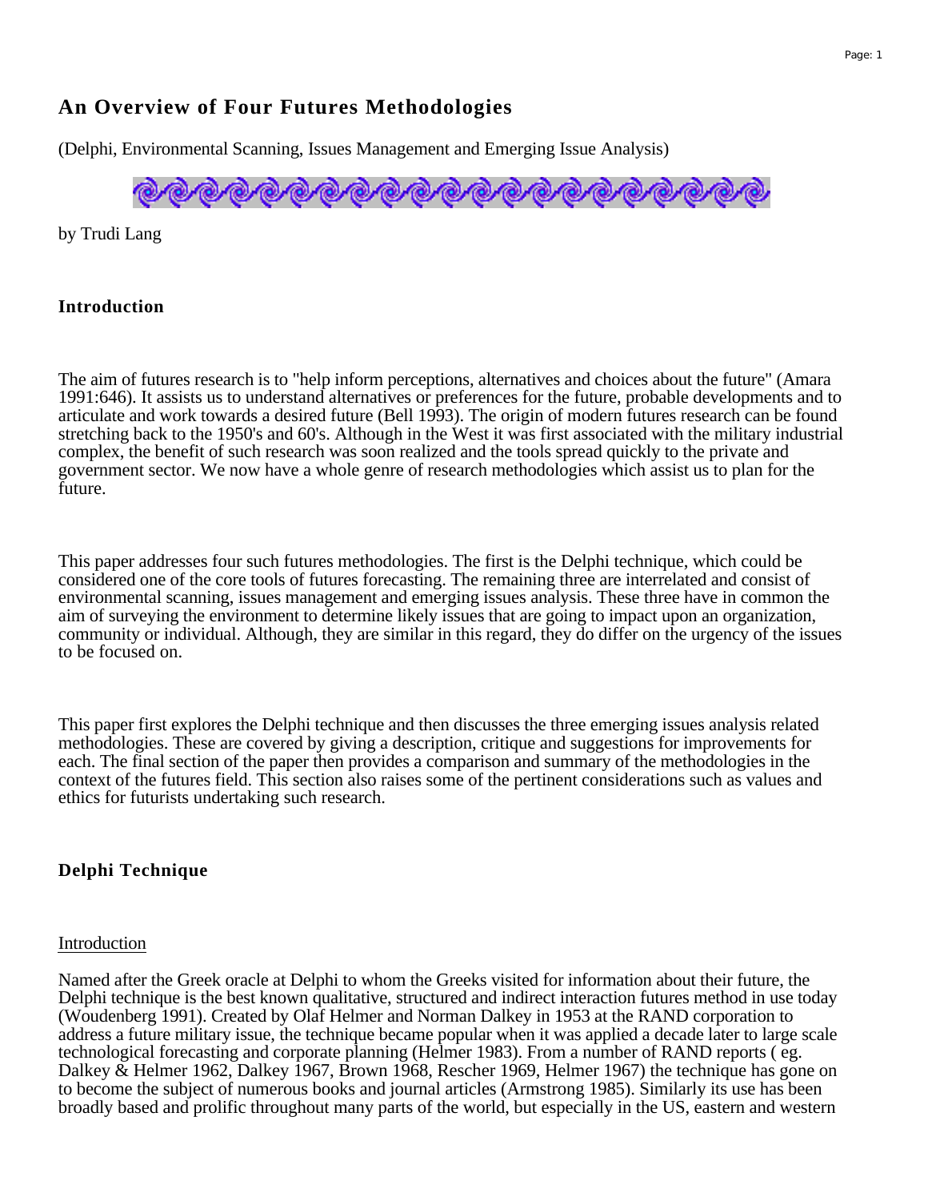# An Overview of Four Futures Methodologies

(Delphi, Environmental Scanning, Issues Management and Emerging Issue Analysis)

by Trudi Lang

## Introduction

The aim of futures research is to "help inform perceptions, alternatives and choices about the future" (Amara 1991:646). It assists us to understand alternatives or preferences for the future, probable developments and to articulate and work towards a desired future (Bell 1993). The origin of modern futures research can be found stretching back to the 1950's and 60's. Although in the West it was first associated with the military industrial complex, the benefit of such research was soon realized and the tools spread quickly to the private and government sector. We now have a whole genre of research methodologies which assist us to plan for the future.

This paper addresses four such futures methodologies. The first is the Delphi technique, which could be considered one of the core tools of futures forecasting. The remaining three are interrelated and consist of environmental scanning, issues management and emerging issues analysis. These three have in common the aim of surveying the environment to determine likely issues that are going to impact upon an organization, community or individual. Although, they are similar in this regard, they do differ on the urgency of the issues to be focused on.

This paper first explores the Delphi technique and then discusses the three emerging issues analysis related methodologies. These are covered by giving a description, critique and suggestions for improvements for each. The final section of the paper then provides a comparison and summary of the methodologies in the context of the futures field. This section also raises some of the pertinent considerations such as values and ethics for futurists undertaking such research.

## Delphi Technique

<u>Introduction</u>

Named after the Greek oracle at Delphi to whom the Greeks visited for information about their future, the Delphi technique is the best known qualitative, structured and indirect interaction futures method in use today (Woudenberg 1991). Created by Olaf Helmer and Norman Dalkey in 1953 at the RAND corporation to address a future military issue, the technique became popular when it was applied a decade later to large scale technological forecasting and corporate planning (Helmer 1983). From a number of RAND reports ( eg. Dalkey & Helmer 1962, Dalkey 1967, Brown 1968, Rescher 1969, Helmer 1967) the technique has gone on to become the subject of numerous books and journal articles (Armstrong 1985). Similarly its use has been broadly based and prolific throughout many parts of the world, but especially in the US, eastern and western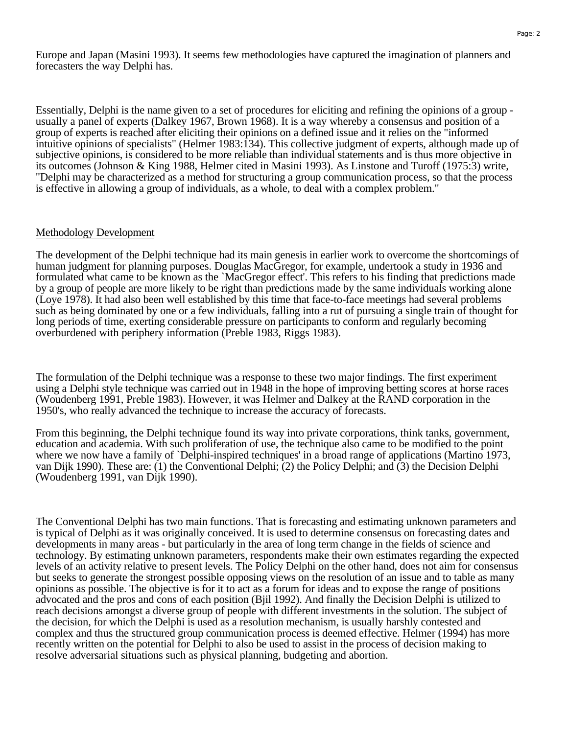Europe and Japan (Masini 1993). It seems few methodologies have captured the imagination of planners and forecasters the way Delphi has.

Essentially, Delphi is the name given to a set of procedures for eliciting and refining the opinions of a group - usually a panel of experts (Dalkey 1967, Brown 1968). It is a way whereby a consensus and position of a group of experts is reached after eliciting their opinions on a defined issue and it relies on the "informed intuitive opinions of specialists" (Helmer 1983:134). This collective judgment of experts, although made up of subjective opinions, is considered to be more reliable than individual statements and is thus more objective in its outcomes (Johnson & King 1988, Helmer cited in Masini 1993). As Linstone and Turoff (1975:3) write, "Delphi may be characterized as a method for structuring a group communication process, so that the process is effective in allowing a group of individuals, as a whole, to deal with a complex problem."

## Methodology Development

The development of the Delphi technique had its main genesis in earlier work to overcome the shortcomings of human judgment for planning purposes. Douglas MacGregor, for example, undertook a study in 1936 and formulated what came to be known as the `MacGregor effect'. This refers to his finding that predictions made by a group of people are more likely to be right than predictions made by the same individuals working alone (Loye 1978). It had also been well established by this time that face-to-face meetings had several problems such as being dominated by one or a few individuals, falling into a rut of pursuing a single train of thought for long periods of time, exerting considerable pressure on participants to conform and regularly becoming overburdened with periphery information (Preble 1983, Riggs 1983).

The formulation of the Delphi technique was a response to these two major findings. The first experiment using a Delphi style technique was carried out in 1948 in the hope of improving betting scores at horse races (Woudenberg 1991, Preble 1983). However, it was Helmer and Dalkey at the RAND corporation in the 1950's, who really advanced the technique to increase the accuracy of forecasts.

From this beginning, the Delphi technique found its way into private corporations, think tanks, government, education and academia. With such proliferation of use, the technique also came to be modified to the point where we now have a family of `Delphi-inspired techniques' in a broad range of applications (Martino 1973, van Dijk 1990). These are: (1) the Conventional Delphi; (2) the Policy Delphi; and (3) the Decision Delphi (Woudenberg 1991, van Dijk 1990).

The Conventional Delphi has two main functions. That is forecasting and estimating unknown parameters and is typical of Delphi as it was originally conceived. It is used to determine consensus on forecasting dates and developments in many areas - but particularly in the area of long term change in the fields of science and technology. By estimating unknown parameters, respondents make their own estimates regarding the expected levels of an activity relative to present levels. The Policy Delphi on the other hand, does not aim for consensus but seeks to generate the strongest possible opposing views on the resolution of an issue and to table as many opinions as possible. The objective is for it to act as a forum for ideas and to expose the range of positions advocated and the pros and cons of each position (Bjil 1992). And finally the Decision Delphi is utilized to reach decisions amongst a diverse group of people with different investments in the solution. The subject of the decision, for which the Delphi is used as a resolution mechanism, is usually harshly contested and complex and thus the structured group communication process is deemed effective. Helmer (1994) has more recently written on the potential for Delphi to also be used to assist in the process of decision making to resolve adversarial situations such as physical planning, budgeting and abortion.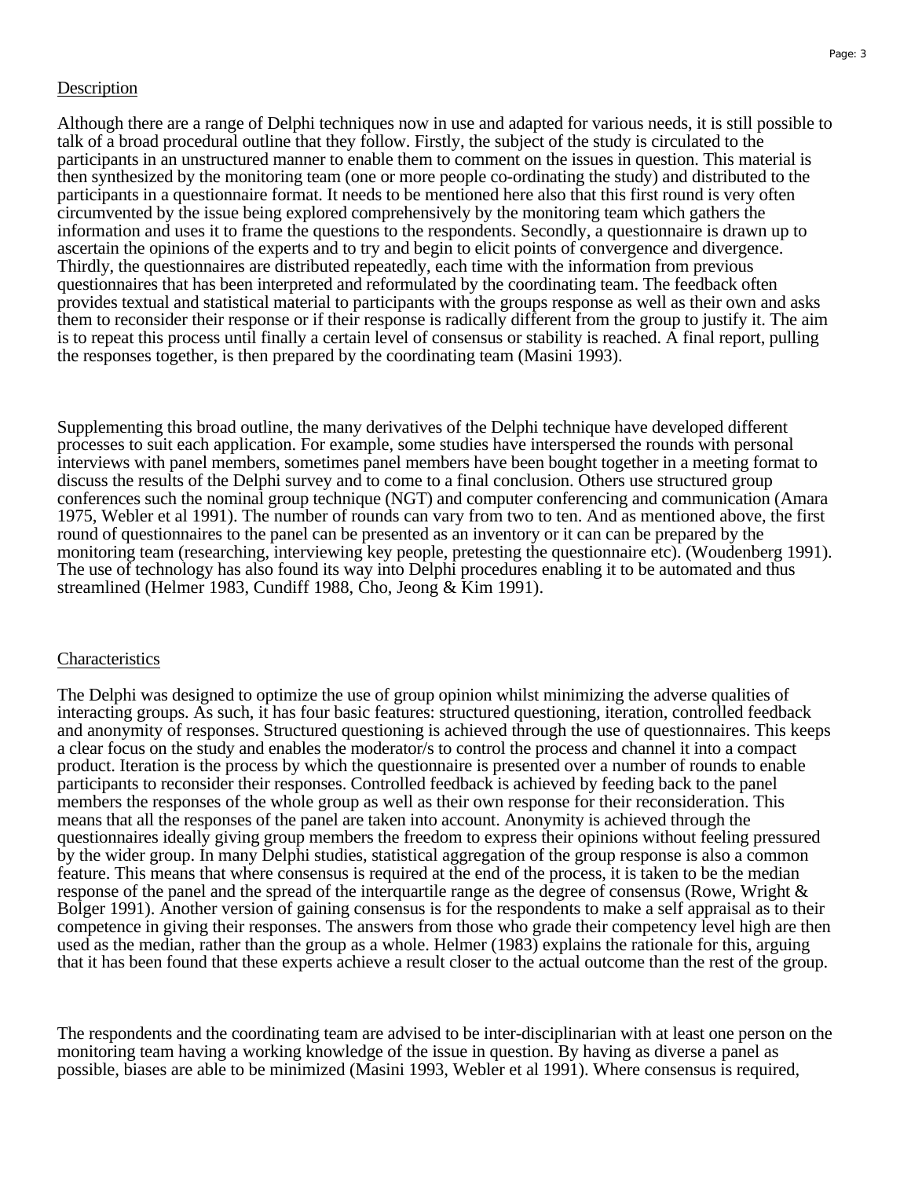Description

Although there are a range of Delphi techniques now in use and adapted for various needs, it is still possible to talk of a broad procedural outline that they follow. Firstly, the subject of the study is circulated to the participants in an unstructured manner to enable them to comment on the issues in question. This material is then synthesized by the monitoring team (one or more people co-ordinating the study) and distributed to the participants in a questionnaire format. It needs to be mentioned here also that this first round is very often circumvented by the issue being explored comprehensively by the monitoring team which gathers the information and uses it to frame the questions to the respondents. Secondly, a questionnaire is drawn up to ascertain the opinions of the experts and to try and begin to elicit points of convergence and divergence. Thirdly, the questionnaires are distributed repeatedly, each time with the information from previous questionnaires that has been interpreted and reformulated by the coordinating team. The feedback often provides textual and statistical material to participants with the groups response as well as their own and asks them to reconsider their response or if their response is radically different from the group to justify it. The aim is to repeat this process until finally a certain level of consensus or stability is reached. A final report, pulling the responses together, is then prepared by the coordinating team (Masini 1993).

Supplementing this broad outline, the many derivatives of the Delphi technique have developed different processes to suit each application. For example, some studies have interspersed the rounds with personal interviews with panel members, sometimes panel members have been bought together in a meeting format to discuss the results of the Delphi survey and to come to a final conclusion. Others use structured group conferences such the nominal group technique (NGT) and computer conferencing and communication (Amara 1975, Webler et al 1991). The number of rounds can vary from two to ten. And as mentioned above, the first round of questionnaires to the panel can be presented as an inventory or it can can be prepared by the monitoring team (researching, interviewing key people, pretesting the questionnaire etc). (Woudenberg 1991). The use of technology has also found its way into Delphi procedures enabling it to be automated and thus streamlined (Helmer 1983, Cundiff 1988, Cho, Jeong & Kim 1991).

Characteristics

The Delphi was designed to optimize the use of group opinion whilst minimizing the adverse qualities of interacting groups. As such, it has four basic features: structured questioning, iteration, controlled feedback and anonymity of responses. Structured questioning is achieved through the use of questionnaires. This keeps a clear focus on the study and enables the moderator/s to control the process and channel it into a compact product. Iteration is the process by which the questionnaire is presented over a number of rounds to enable participants to reconsider their responses. Controlled feedback is achieved by feeding back to the panel members the responses of the whole group as well as their own response for their reconsideration. This means that all the responses of the panel are taken into account. Anonymity is achieved through the questionnaires ideally giving group members the freedom to express their opinions without feeling pressured by the wider group. In many Delphi studies, statistical aggregation of the group response is also a common feature. This means that where consensus is required at the end of the process, it is taken to be the median response of the panel and the spread of the interquartile range as the degree of consensus (Rowe, Wright & Bolger 1991). Another version of gaining consensus is for the respondents to make a self appraisal as to their competence in giving their responses. The answers from those who grade their competency level high are then used as the median, rather than the group as a whole. Helmer (1983) explains the rationale for this, arguing that it has been found that these experts achieve a result closer to the actual outcome than the rest of the group.

The respondents and the coordinating team are advised to be inter-disciplinarian with at least one person on the monitoring team having a working knowledge of the issue in question. By having as diverse a panel as possible, biases are able to be minimized (Masini 1993, Webler et al 1991). Where consensus is required,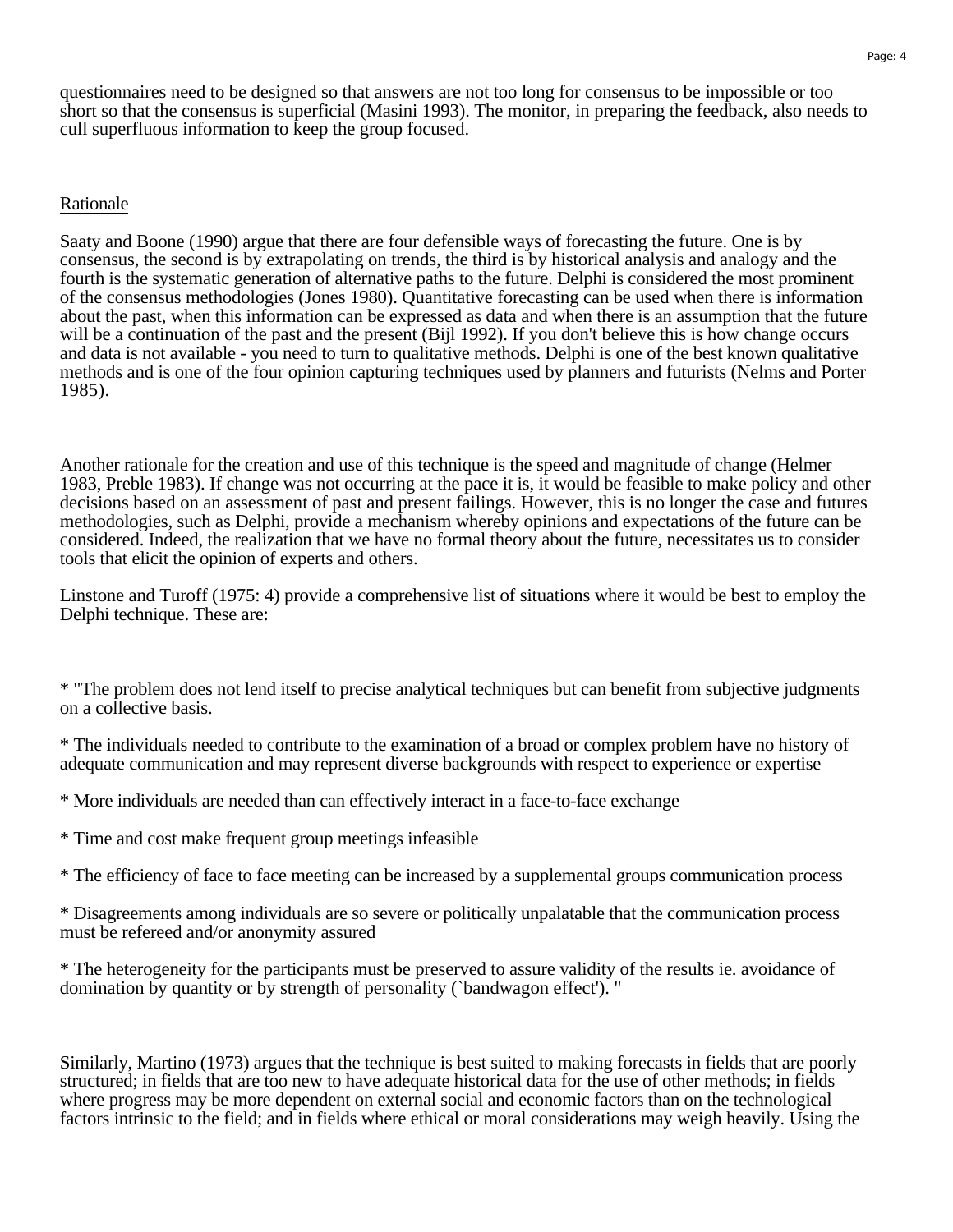questionnaires need to be designed so that answers are not too long for consensus to be impossible or too short so that the consensus is superficial (Masini 1993). The monitor, in preparing the feedback, also needs to cull superfluous information to keep the group focused.

<u>Rationale</u>

Saaty and Boone (1990) argue that there are four defensible ways of forecasting the future. One is by consensus, the second is by extrapolating on trends, the third is by historical analysis and analogy and the fourth is the systematic generation of alternative paths to the future. Delphi is considered the most prominent of the consensus methodologies (Jones 1980). Quantitative forecasting can be used when there is information about the past, when this information can be expressed as data and when there is an assumption that the future will be a continuation of the past and the present (Bijl 1992). If you don't believe this is how change occurs and data is not available - you need to turn to qualitative methods. Delphi is one of the best known qualitative methods and is one of the four opinion capturing techniques used by planners and futurists (Nelms and Porter 1985).

Another rationale for the creation and use of this technique is the speed and magnitude of change (Helmer 1983, Preble 1983). If change was not occurring at the pace it is, it would be feasible to make policy and other decisions based on an assessment of past and present failings. However, this is no longer the case and futures methodologies, such as Delphi, provide a mechanism whereby opinions and expectations of the future can be considered. Indeed, the realization that we have no formal theory about the future, necessitates us to consider tools that elicit the opinion of experts and others.

Linstone and Turoff (1975: 4) provide a comprehensive list of situations where it would be best to employ the Delphi technique. These are:

* "The problem does not lend itself to precise analytical techniques but can benefit from subjective judgments on a collective basis.

* The individuals needed to contribute to the examination of a broad or complex problem have no history of adequate communication and may represent diverse backgrounds with respect to experience or expertise

* More individuals are needed than can effectively interact in a face-to-face exchange

* Time and cost make frequent group meetings infeasible

* The efficiency of face to face meeting can be increased by a supplemental groups communication process

* Disagreements among individuals are so severe or politically unpalatable that the communication process must be refereed and/or anonymity assured

* The heterogeneity for the participants must be preserved to assure validity of the results ie. avoidance of domination by quantity or by strength of personality (`bandwagon effect'). "

Similarly, Martino (1973) argues that the technique is best suited to making forecasts in fields that are poorly structured; in fields that are too new to have adequate historical data for the use of other methods; in fields where progress may be more dependent on external social and economic factors than on the technological factors intrinsic to the field; and in fields where ethical or moral considerations may weigh heavily. Using the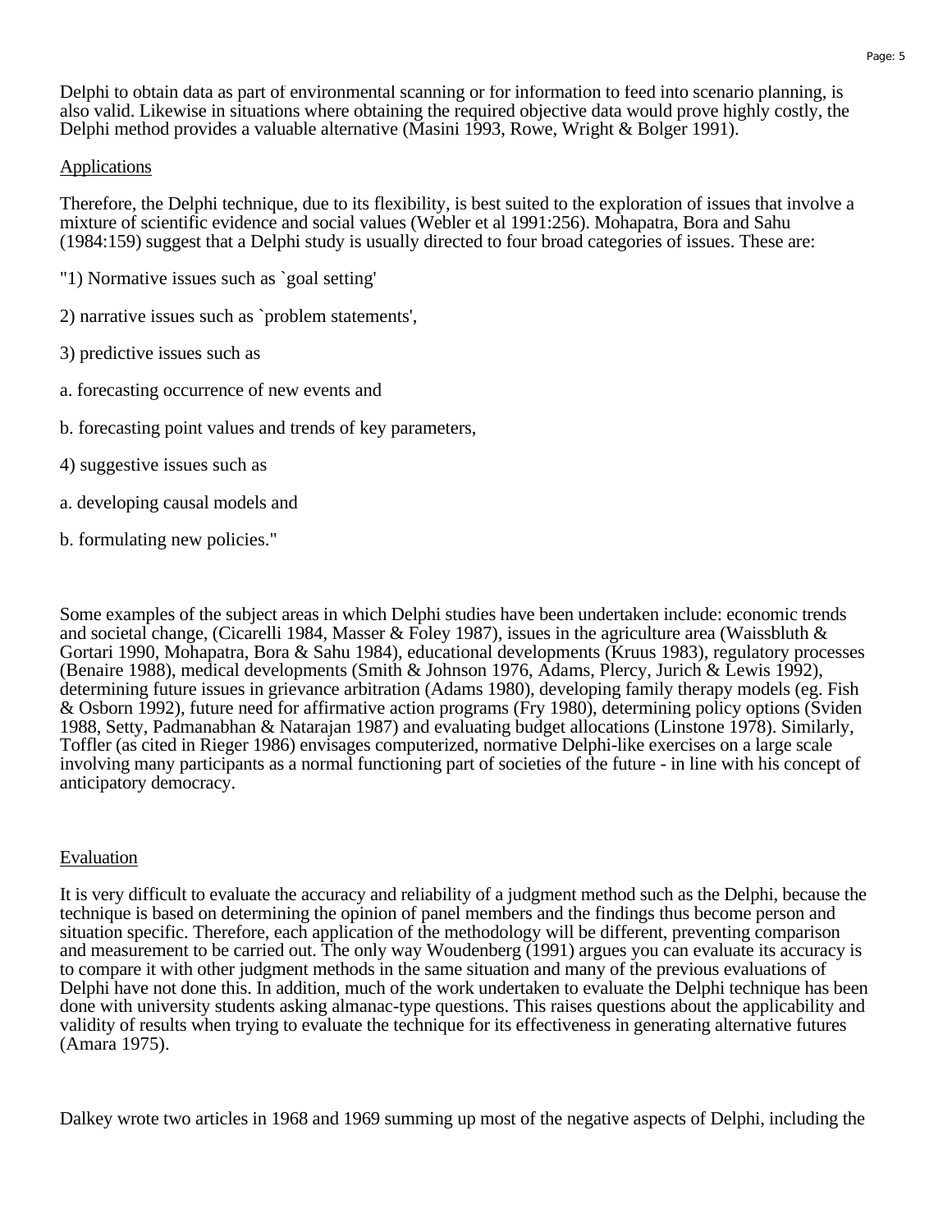Delphi to obtain data as part of environmental scanning or for information to feed into scenario planning, is also valid. Likewise in situations where obtaining the required objective data would prove highly costly, the Delphi method provides a valuable alternative (Masini 1993, Rowe, Wright & Bolger 1991).

## Applications

Therefore, the Delphi technique, due to its flexibility, is best suited to the exploration of issues that involve a mixture of scientific evidence and social values (Webler et al 1991:256). Mohapatra, Bora and Sahu (1984:159) suggest that a Delphi study is usually directed to four broad categories of issues. These are:

"1) Normative issues such as `goal setting'

2) narrative issues such as `problem statements',

3) predictive issues such as

a. forecasting occurrence of new events and

b. forecasting point values and trends of key parameters,

4) suggestive issues such as

a. developing causal models and

b. formulating new policies."

Some examples of the subject areas in which Delphi studies have been undertaken include: economic trends and societal change, (Cicarelli 1984, Masser & Foley 1987), issues in the agriculture area (Waissbluth & Gortari 1990, Mohapatra, Bora & Sahu 1984), educational developments (Kruus 1983), regulatory processes (Benaire 1988), medical developments (Smith & Johnson 1976, Adams, Plercy, Jurich & Lewis 1992), determining future issues in grievance arbitration (Adams 1980), developing family therapy models (eg. Fish & Osborn 1992), future need for affirmative action programs (Fry 1980), determining policy options (Sviden 1988, Setty, Padmanabhan & Natarajan 1987) and evaluating budget allocations (Linstone 1978). Similarly, Toffler (as cited in Rieger 1986) envisages computerized, normative Delphi-like exercises on a large scale involving many participants as a normal functioning part of societies of the future - in line with his concept of anticipatory democracy.

## Evaluation

It is very difficult to evaluate the accuracy and reliability of a judgment method such as the Delphi, because the technique is based on determining the opinion of panel members and the findings thus become person and situation specific. Therefore, each application of the methodology will be different, preventing comparison and measurement to be carried out. The only way Woudenberg (1991) argues you can evaluate its accuracy is to compare it with other judgment methods in the same situation and many of the previous evaluations of Delphi have not done this. In addition, much of the work undertaken to evaluate the Delphi technique has been done with university students asking almanac-type questions. This raises questions about the applicability and validity of results when trying to evaluate the technique for its effectiveness in generating alternative futures (Amara 1975).

Dalkey wrote two articles in 1968 and 1969 summing up most of the negative aspects of Delphi, including the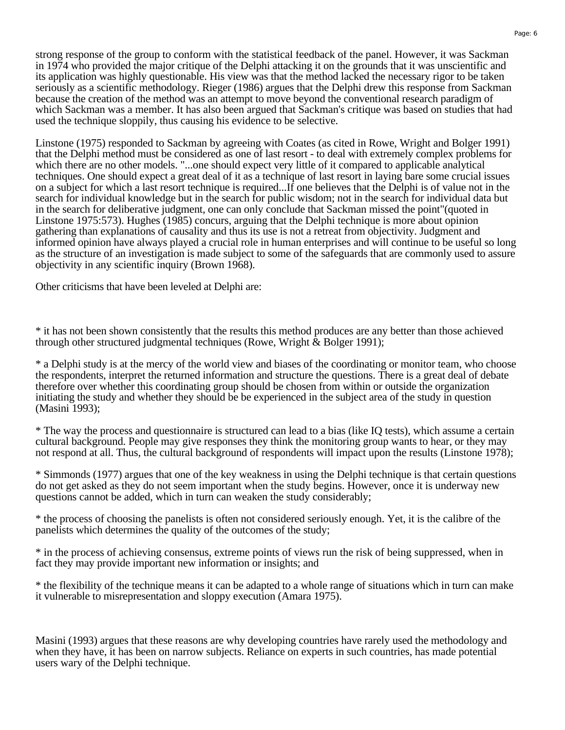strong response of the group to conform with the statistical feedback of the panel. However, it was Sackman in 1974 who provided the major critique of the Delphi attacking it on the grounds that it was unscientific and its application was highly questionable. His view was that the method lacked the necessary rigor to be taken seriously as a scientific methodology. Rieger (1986) argues that the Delphi drew this response from Sackman because the creation of the method was an attempt to move beyond the conventional research paradigm of which Sackman was a member. It has also been argued that Sackman's critique was based on studies that had used the technique sloppily, thus causing his evidence to be selective.

Linstone (1975) responded to Sackman by agreeing with Coates (as cited in Rowe, Wright and Bolger 1991) that the Delphi method must be considered as one of last resort - to deal with extremely complex problems for which there are no other models. "...one should expect very little of it compared to applicable analytical techniques. One should expect a great deal of it as a technique of last resort in laying bare some crucial issues on a subject for which a last resort technique is required...If one believes that the Delphi is of value not in the search for individual knowledge but in the search for public wisdom; not in the search for individual data but in the search for deliberative judgment, one can only conclude that Sackman missed the point"(quoted in Linstone 1975:573). Hughes (1985) concurs, arguing that the Delphi technique is more about opinion gathering than explanations of causality and thus its use is not a retreat from objectivity. Judgment and informed opinion have always played a crucial role in human enterprises and will continue to be useful so long as the structure of an investigation is made subject to some of the safeguards that are commonly used to assure objectivity in any scientific inquiry (Brown 1968).

Other criticisms that have been leveled at Delphi are:

* it has not been shown consistently that the results this method produces are any better than those achieved through other structured judgmental techniques (Rowe, Wright & Bolger 1991);

* a Delphi study is at the mercy of the world view and biases of the coordinating or monitor team, who choose the respondents, interpret the returned information and structure the questions. There is a great deal of debate therefore over whether this coordinating group should be chosen from within or outside the organization initiating the study and whether they should be be experienced in the subject area of the study in question (Masini 1993);

* The way the process and questionnaire is structured can lead to a bias (like IQ tests), which assume a certain cultural background. People may give responses they think the monitoring group wants to hear, or they may not respond at all. Thus, the cultural background of respondents will impact upon the results (Linstone 1978);

* Simmonds (1977) argues that one of the key weakness in using the Delphi technique is that certain questions do not get asked as they do not seem important when the study begins. However, once it is underway new questions cannot be added, which in turn can weaken the study considerably;

* the process of choosing the panelists is often not considered seriously enough. Yet, it is the calibre of the panelists which determines the quality of the outcomes of the study;

* in the process of achieving consensus, extreme points of views run the risk of being suppressed, when in fact they may provide important new information or insights; and

* the flexibility of the technique means it can be adapted to a whole range of situations which in turn can make it vulnerable to misrepresentation and sloppy execution (Amara 1975).

Masini (1993) argues that these reasons are why developing countries have rarely used the methodology and when they have, it has been on narrow subjects. Reliance on experts in such countries, has made potential users wary of the Delphi technique.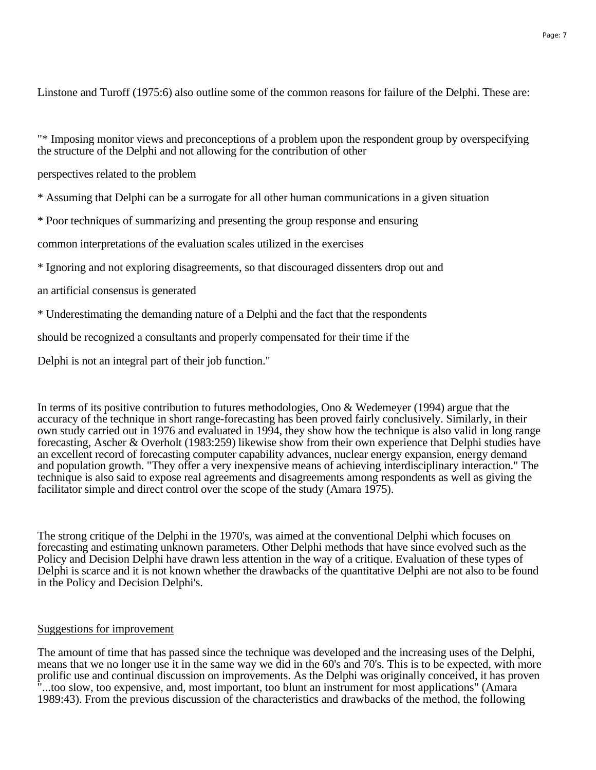Linstone and Turoff (1975:6) also outline some of the common reasons for failure of the Delphi. These are:

"* Imposing monitor views and preconceptions of a problem upon the respondent group by overspecifying the structure of the Delphi and not allowing for the contribution of other perspectives related to the problem

* Assuming that Delphi can be a surrogate for all other human communications in a given situation

* Poor techniques of summarizing and presenting the group response and ensuring common interpretations of the evaluation scales utilized in the exercises

* Ignoring and not exploring disagreements, so that discouraged dissenters drop out and an artificial consensus is generated

* Underestimating the demanding nature of a Delphi and the fact that the respondents should be recognized a consultants and properly compensated for their time if the Delphi is not an integral part of their job function."

In terms of its positive contribution to futures methodologies, Ono & Wedemeyer (1994) argue that the accuracy of the technique in short range-forecasting has been proved fairly conclusively. Similarly, in their own study carried out in 1976 and evaluated in 1994, they show how the technique is also valid in long range forecasting, Ascher & Overholt (1983:259) likewise show from their own experience that Delphi studies have an excellent record of forecasting computer capability advances, nuclear energy expansion, energy demand and population growth. "They offer a very inexpensive means of achieving interdisciplinary interaction." The technique is also said to expose real agreements and disagreements among respondents as well as giving the facilitator simple and direct control over the scope of the study (Amara 1975).

The strong critique of the Delphi in the 1970's, was aimed at the conventional Delphi which focuses on forecasting and estimating unknown parameters. Other Delphi methods that have since evolved such as the Policy and Decision Delphi have drawn less attention in the way of a critique. Evaluation of these types of Delphi is scarce and it is not known whether the drawbacks of the quantitative Delphi are not also to be found in the Policy and Decision Delphi's.

## Suggestions for improvement

The amount of time that has passed since the technique was developed and the increasing uses of the Delphi, means that we no longer use it in the same way we did in the 60's and 70's. This is to be expected, with more prolific use and continual discussion on improvements. As the Delphi was originally conceived, it has proven "...too slow, too expensive, and, most important, too blunt an instrument for most applications" (Amara 1989:43). From the previous discussion of the characteristics and drawbacks of the method, the following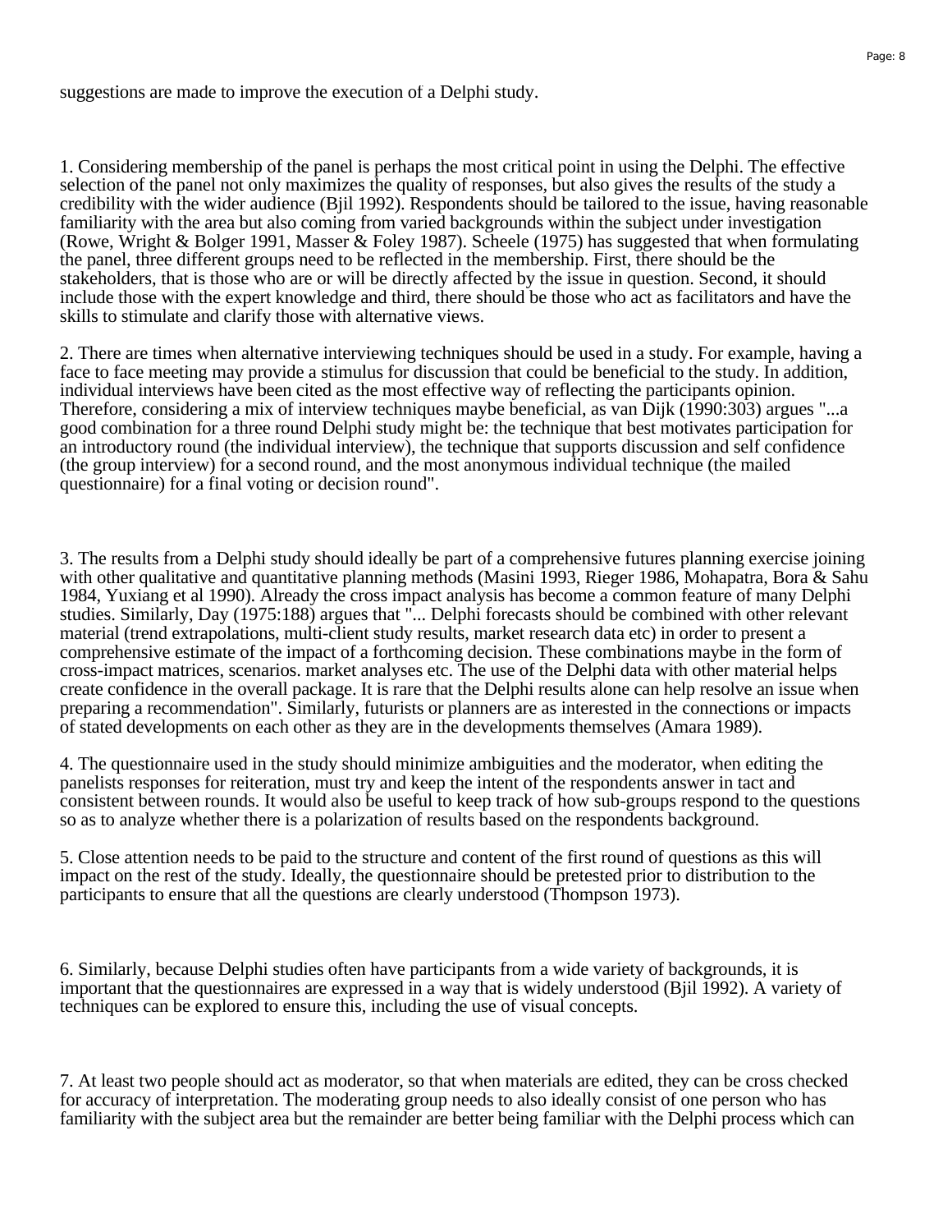suggestions are made to improve the execution of a Delphi study.

1. Considering membership of the panel is perhaps the most critical point in using the Delphi. The effective selection of the panel not only maximizes the quality of responses, but also gives the results of the study a credibility with the wider audience (Bjil 1992). Respondents should be tailored to the issue, having reasonable familiarity with the area but also coming from varied backgrounds within the subject under investigation (Rowe, Wright & Bolger 1991, Masser & Foley 1987). Scheele (1975) has suggested that when formulating the panel, three different groups need to be reflected in the membership. First, there should be the stakeholders, that is those who are or will be directly affected by the issue in question. Second, it should include those with the expert knowledge and third, there should be those who act as facilitators and have the skills to stimulate and clarify those with alternative views.

2. There are times when alternative interviewing techniques should be used in a study. For example, having a face to face meeting may provide a stimulus for discussion that could be beneficial to the study. In addition, individual interviews have been cited as the most effective way of reflecting the participants opinion. Therefore, considering a mix of interview techniques maybe beneficial, as van Dijk (1990:303) argues "...a good combination for a three round Delphi study might be: the technique that best motivates participation for an introductory round (the individual interview), the technique that supports discussion and self confidence (the group interview) for a second round, and the most anonymous individual technique (the mailed questionnaire) for a final voting or decision round".

3. The results from a Delphi study should ideally be part of a comprehensive futures planning exercise joining with other qualitative and quantitative planning methods (Masini 1993, Rieger 1986, Mohapatra, Bora & Sahu 1984, Yuxiang et al 1990). Already the cross impact analysis has become a common feature of many Delphi studies. Similarly, Day (1975:188) argues that "... Delphi forecasts should be combined with other relevant material (trend extrapolations, multi-client study results, market research data etc) in order to present a comprehensive estimate of the impact of a forthcoming decision. These combinations maybe in the form of cross-impact matrices, scenarios. market analyses etc. The use of the Delphi data with other material helps create confidence in the overall package. It is rare that the Delphi results alone can help resolve an issue when preparing a recommendation". Similarly, futurists or planners are as interested in the connections or impacts of stated developments on each other as they are in the developments themselves (Amara 1989).

4. The questionnaire used in the study should minimize ambiguities and the moderator, when editing the panelists responses for reiteration, must try and keep the intent of the respondents answer in tact and consistent between rounds. It would also be useful to keep track of how sub-groups respond to the questions so as to analyze whether there is a polarization of results based on the respondents background.

5. Close attention needs to be paid to the structure and content of the first round of questions as this will impact on the rest of the study. Ideally, the questionnaire should be pretested prior to distribution to the participants to ensure that all the questions are clearly understood (Thompson 1973).

6. Similarly, because Delphi studies often have participants from a wide variety of backgrounds, it is important that the questionnaires are expressed in a way that is widely understood (Bjil 1992). A variety of techniques can be explored to ensure this, including the use of visual concepts.

7. At least two people should act as moderator, so that when materials are edited, they can be cross checked for accuracy of interpretation. The moderating group needs to also ideally consist of one person who has familiarity with the subject area but the remainder are better being familiar with the Delphi process which can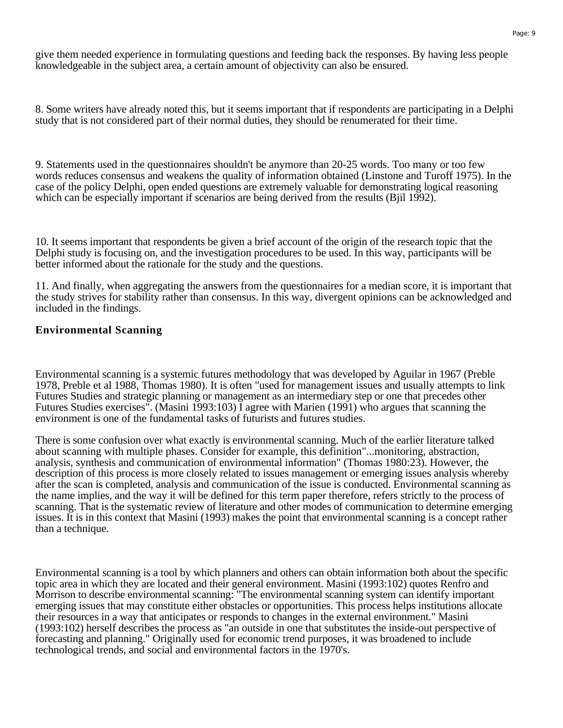give them needed experience in formulating questions and feeding back the responses. By having less people knowledgeable in the subject area, a certain amount of objectivity can also be ensured.

8. Some writers have already noted this, but it seems important that if respondents are participating in a Delphi study that is not considered part of their normal duties, they should be renumerated for their time.

9. Statements used in the questionnaires shouldn't be anymore than 20-25 words. Too many or too few words reduces consensus and weakens the quality of information obtained (Linstone and Turoff 1975). In the case of the policy Delphi, open ended questions are extremely valuable for demonstrating logical reasoning which can be especially important if scenarios are being derived from the results (Bjil 1992).

10. It seems important that respondents be given a brief account of the origin of the research topic that the Delphi study is focusing on, and the investigation procedures to be used. In this way, participants will be better informed about the rationale for the study and the questions.

11. And finally, when aggregating the answers from the questionnaires for a median score, it is important that the study strives for stability rather than consensus. In this way, divergent opinions can be acknowledged and included in the findings.

### Environmental Scanning

Environmental scanning is a systemic futures methodology that was developed by Aguilar in 1967 (Preble 1978, Preble et al 1988, Thomas 1980). It is often "used for management issues and usually attempts to link Futures Studies and strategic planning or management as an intermediary step or one that precedes other Futures Studies exercises". (Masini 1993:103) I agree with Marien (1991) who argues that scanning the environment is one of the fundamental tasks of futurists and futures studies.

There is some confusion over what exactly is environmental scanning. Much of the earlier literature talked about scanning with multiple phases. Consider for example, this definition"...monitoring, abstraction, analysis, synthesis and communication of environmental information" (Thomas 1980:23). However, the description of this process is more closely related to issues management or emerging issues analysis whereby after the scan is completed, analysis and communication of the issue is conducted. Environmental scanning as the name implies, and the way it will be defined for this term paper therefore, refers strictly to the process of scanning. That is the systematic review of literature and other modes of communication to determine emerging issues. It is in this context that Masini (1993) makes the point that environmental scanning is a concept rather than a technique.

Environmental scanning is a tool by which planners and others can obtain information both about the specific topic area in which they are located and their general environment. Masini (1993:102) quotes Renfro and Morrison to describe environmental scanning: "The environmental scanning system can identify important emerging issues that may constitute either obstacles or opportunities. This process helps institutions allocate their resources in a way that anticipates or responds to changes in the external environment." Masini (1993:102) herself describes the process as "an outside in one that substitutes the inside-out perspective of forecasting and planning." Originally used for economic trend purposes, it was broadened to include technological trends, and social and environmental factors in the 1970's.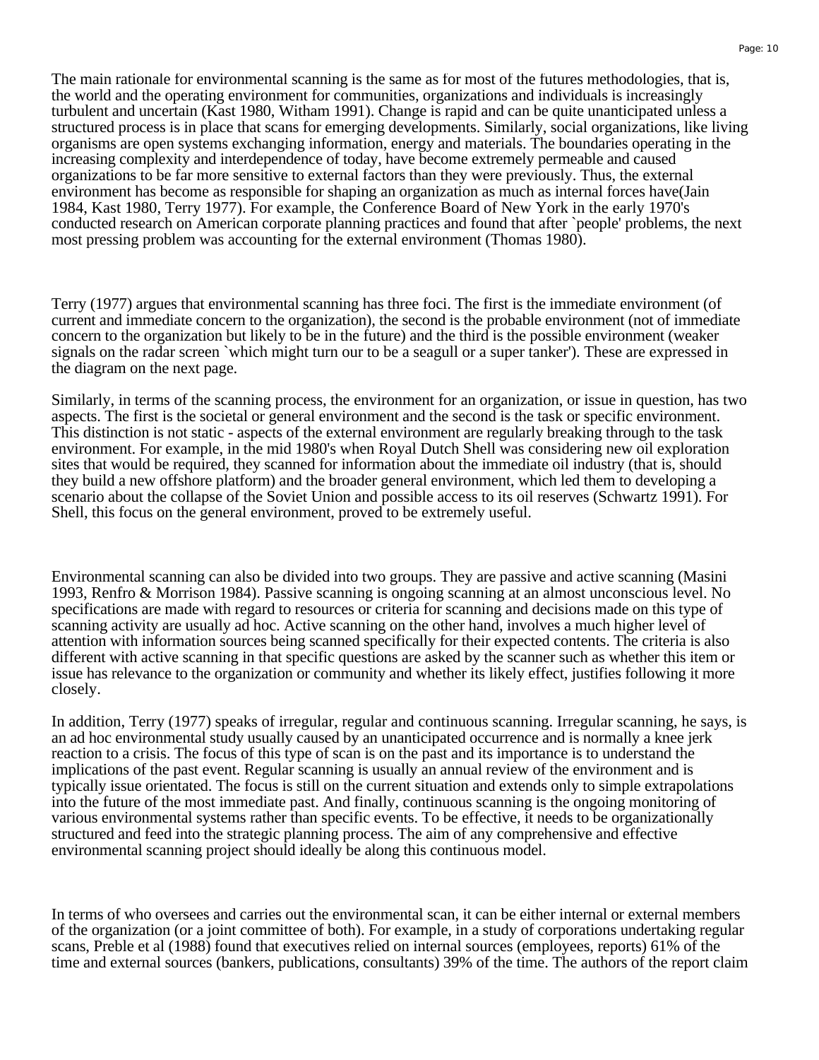The main rationale for environmental scanning is the same as for most of the futures methodologies, that is, the world and the operating environment for communities, organizations and individuals is increasingly turbulent and uncertain (Kast 1980, Witham 1991). Change is rapid and can be quite unanticipated unless a structured process is in place that scans for emerging developments. Similarly, social organizations, like living organisms are open systems exchanging information, energy and materials. The boundaries operating in the increasing complexity and interdependence of today, have become extremely permeable and caused organizations to be far more sensitive to external factors than they were previously. Thus, the external environment has become as responsible for shaping an organization as much as internal forces have(Jain 1984, Kast 1980, Terry 1977). For example, the Conference Board of New York in the early 1970's conducted research on American corporate planning practices and found that after `people' problems, the next most pressing problem was accounting for the external environment (Thomas 1980).

Terry (1977) argues that environmental scanning has three foci. The first is the immediate environment (of current and immediate concern to the organization), the second is the probable environment (not of immediate concern to the organization but likely to be in the future) and the third is the possible environment (weaker signals on the radar screen `which might turn our to be a seagull or a super tanker'). These are expressed in the diagram on the next page.

Similarly, in terms of the scanning process, the environment for an organization, or issue in question, has two aspects. The first is the societal or general environment and the second is the task or specific environment. This distinction is not static - aspects of the external environment are regularly breaking through to the task environment. For example, in the mid 1980's when Royal Dutch Shell was considering new oil exploration sites that would be required, they scanned for information about the immediate oil industry (that is, should they build a new offshore platform) and the broader general environment, which led them to developing a scenario about the collapse of the Soviet Union and possible access to its oil reserves (Schwartz 1991). For Shell, this focus on the general environment, proved to be extremely useful.

Environmental scanning can also be divided into two groups. They are passive and active scanning (Masini 1993, Renfro & Morrison 1984). Passive scanning is ongoing scanning at an almost unconscious level. No specifications are made with regard to resources or criteria for scanning and decisions made on this type of scanning activity are usually ad hoc. Active scanning on the other hand, involves a much higher level of attention with information sources being scanned specifically for their expected contents. The criteria is also different with active scanning in that specific questions are asked by the scanner such as whether this item or issue has relevance to the organization or community and whether its likely effect, justifies following it more closely.

In addition, Terry (1977) speaks of irregular, regular and continuous scanning. Irregular scanning, he says, is an ad hoc environmental study usually caused by an unanticipated occurrence and is normally a knee jerk reaction to a crisis. The focus of this type of scan is on the past and its importance is to understand the implications of the past event. Regular scanning is usually an annual review of the environment and is typically issue orientated. The focus is still on the current situation and extends only to simple extrapolations into the future of the most immediate past. And finally, continuous scanning is the ongoing monitoring of various environmental systems rather than specific events. To be effective, it needs to be organizationally structured and feed into the strategic planning process. The aim of any comprehensive and effective environmental scanning project should ideally be along this continuous model.

In terms of who oversees and carries out the environmental scan, it can be either internal or external members of the organization (or a joint committee of both). For example, in a study of corporations undertaking regular scans, Preble et al (1988) found that executives relied on internal sources (employees, reports) 61% of the time and external sources (bankers, publications, consultants) 39% of the time. The authors of the report claim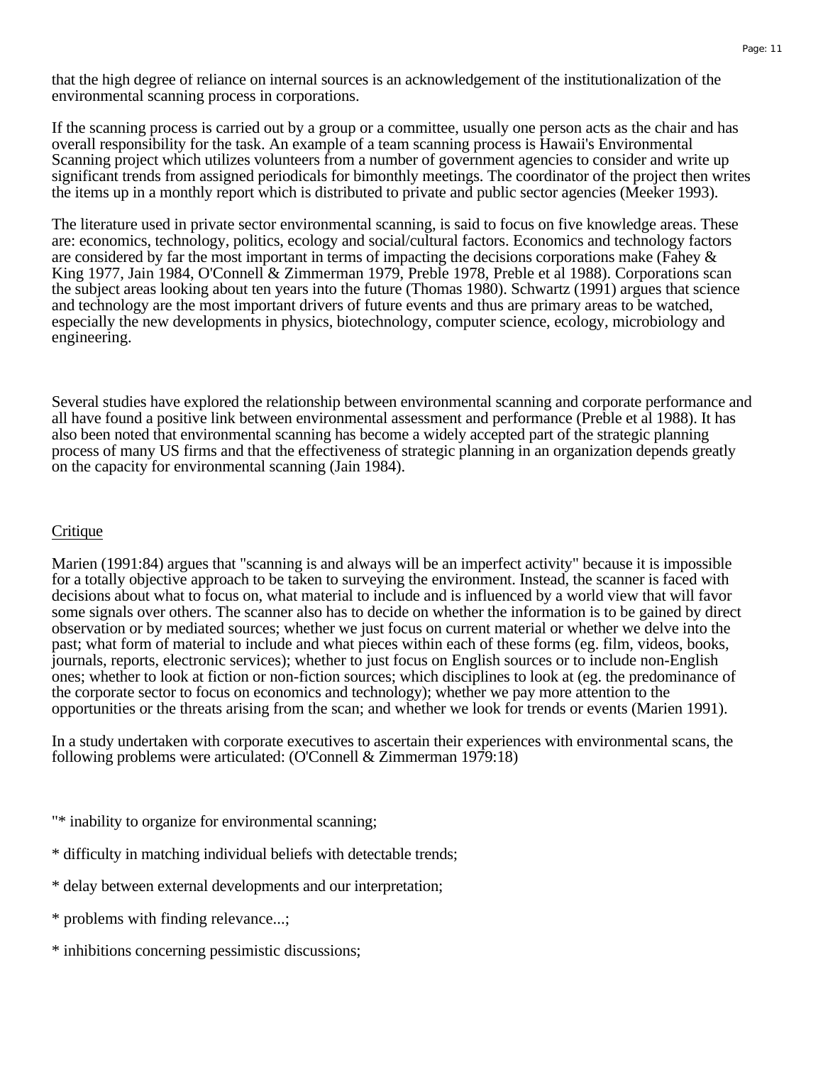that the high degree of reliance on internal sources is an acknowledgement of the institutionalization of the environmental scanning process in corporations.

If the scanning process is carried out by a group or a committee, usually one person acts as the chair and has overall responsibility for the task. An example of a team scanning process is Hawaii's Environmental Scanning project which utilizes volunteers from a number of government agencies to consider and write up significant trends from assigned periodicals for bimonthly meetings. The coordinator of the project then writes the items up in a monthly report which is distributed to private and public sector agencies (Meeker 1993).

The literature used in private sector environmental scanning, is said to focus on five knowledge areas. These are: economics, technology, politics, ecology and social/cultural factors. Economics and technology factors are considered by far the most important in terms of impacting the decisions corporations make (Fahey & King 1977, Jain 1984, O'Connell & Zimmerman 1979, Preble 1978, Preble et al 1988). Corporations scan the subject areas looking about ten years into the future (Thomas 1980). Schwartz (1991) argues that science and technology are the most important drivers of future events and thus are primary areas to be watched, especially the new developments in physics, biotechnology, computer science, ecology, microbiology and engineering.

Several studies have explored the relationship between environmental scanning and corporate performance and all have found a positive link between environmental assessment and performance (Preble et al 1988). It has also been noted that environmental scanning has become a widely accepted part of the strategic planning process of many US firms and that the effectiveness of strategic planning in an organization depends greatly on the capacity for environmental scanning (Jain 1984).

## Critique

Marien (1991:84) argues that "scanning is and always will be an imperfect activity" because it is impossible for a totally objective approach to be taken to surveying the environment. Instead, the scanner is faced with decisions about what to focus on, what material to include and is influenced by a world view that will favor some signals over others. The scanner also has to decide on whether the information is to be gained by direct observation or by mediated sources; whether we just focus on current material or whether we delve into the past; what form of material to include and what pieces within each of these forms (eg. film, videos, books, journals, reports, electronic services); whether to just focus on English sources or to include non-English ones; whether to look at fiction or non-fiction sources; which disciplines to look at (eg. the predominance of the corporate sector to focus on economics and technology); whether we pay more attention to the opportunities or the threats arising from the scan; and whether we look for trends or events (Marien 1991).

In a study undertaken with corporate executives to ascertain their experiences with environmental scans, the following problems were articulated: (O'Connell & Zimmerman 1979:18)

"* inability to organize for environmental scanning;

* difficulty in matching individual beliefs with detectable trends;

* delay between external developments and our interpretation;

* problems with finding relevance...;

* inhibitions concerning pessimistic discussions;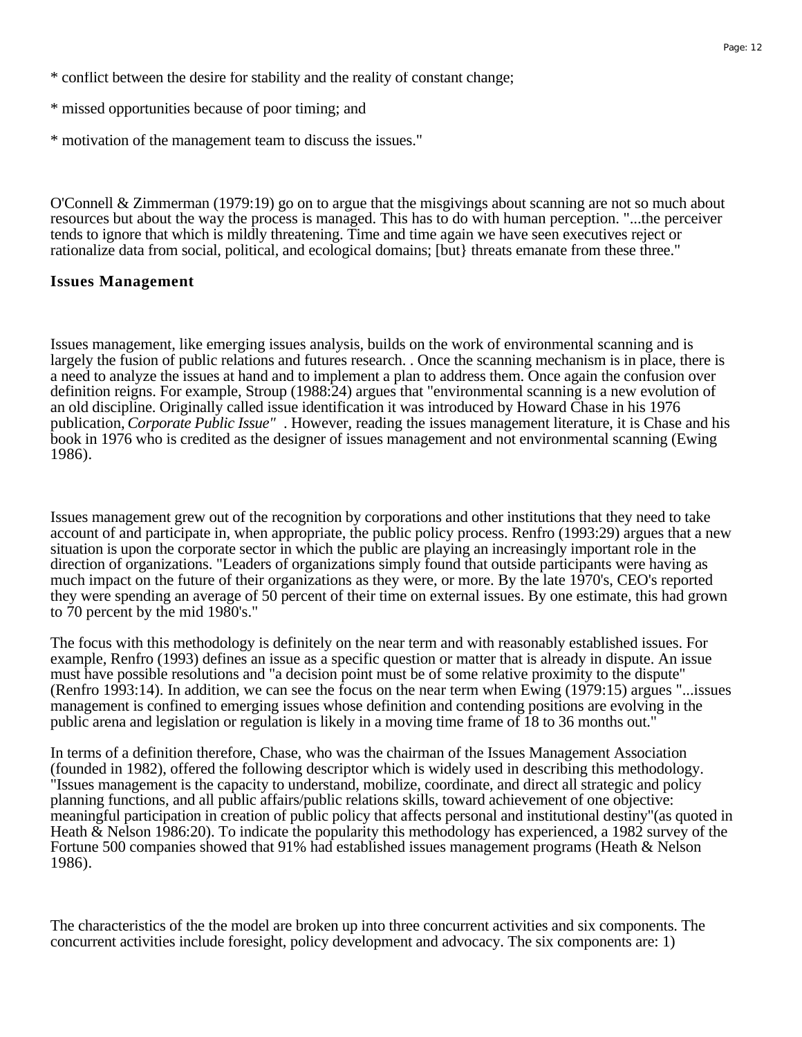* conflict between the desire for stability and the reality of constant change;

* missed opportunities because of poor timing; and

* motivation of the management team to discuss the issues."

O'Connell & Zimmerman (1979:19) go on to argue that the misgivings about scanning are not so much about resources but about the way the process is managed. This has to do with human perception. "...the perceiver tends to ignore that which is mildly threatening. Time and time again we have seen executives reject or rationalize data from social, political, and ecological domains; [but} threats emanate from these three."

### Issues Management

Issues management, like emerging issues analysis, builds on the work of environmental scanning and is largely the fusion of public relations and futures research. . Once the scanning mechanism is in place, there is a need to analyze the issues at hand and to implement a plan to address them. Once again the confusion over definition reigns. For example, Stroup (1988:24) argues that "environmental scanning is a new evolution of an old discipline. Originally called issue identification it was introduced by Howard Chase in his 1976 publication, *Corporate Public Issue"* . However, reading the issues management literature, it is Chase and his book in 1976 who is credited as the designer of issues management and not environmental scanning (Ewing 1986).

Issues management grew out of the recognition by corporations and other institutions that they need to take account of and participate in, when appropriate, the public policy process. Renfro (1993:29) argues that a new situation is upon the corporate sector in which the public are playing an increasingly important role in the direction of organizations. "Leaders of organizations simply found that outside participants were having as much impact on the future of their organizations as they were, or more. By the late 1970's, CEO's reported they were spending an average of 50 percent of their time on external issues. By one estimate, this had grown to 70 percent by the mid 1980's."

The focus with this methodology is definitely on the near term and with reasonably established issues. For example, Renfro (1993) defines an issue as a specific question or matter that is already in dispute. An issue must have possible resolutions and "a decision point must be of some relative proximity to the dispute" (Renfro 1993:14). In addition, we can see the focus on the near term when Ewing (1979:15) argues "...issues management is confined to emerging issues whose definition and contending positions are evolving in the public arena and legislation or regulation is likely in a moving time frame of 18 to 36 months out."

In terms of a definition therefore, Chase, who was the chairman of the Issues Management Association (founded in 1982), offered the following descriptor which is widely used in describing this methodology. "Issues management is the capacity to understand, mobilize, coordinate, and direct all strategic and policy planning functions, and all public affairs/public relations skills, toward achievement of one objective: meaningful participation in creation of public policy that affects personal and institutional destiny"(as quoted in Heath & Nelson 1986:20). To indicate the popularity this methodology has experienced, a 1982 survey of the Fortune 500 companies showed that 91% had established issues management programs (Heath & Nelson 1986).

The characteristics of the the model are broken up into three concurrent activities and six components. The concurrent activities include foresight, policy development and advocacy. The six components are: 1)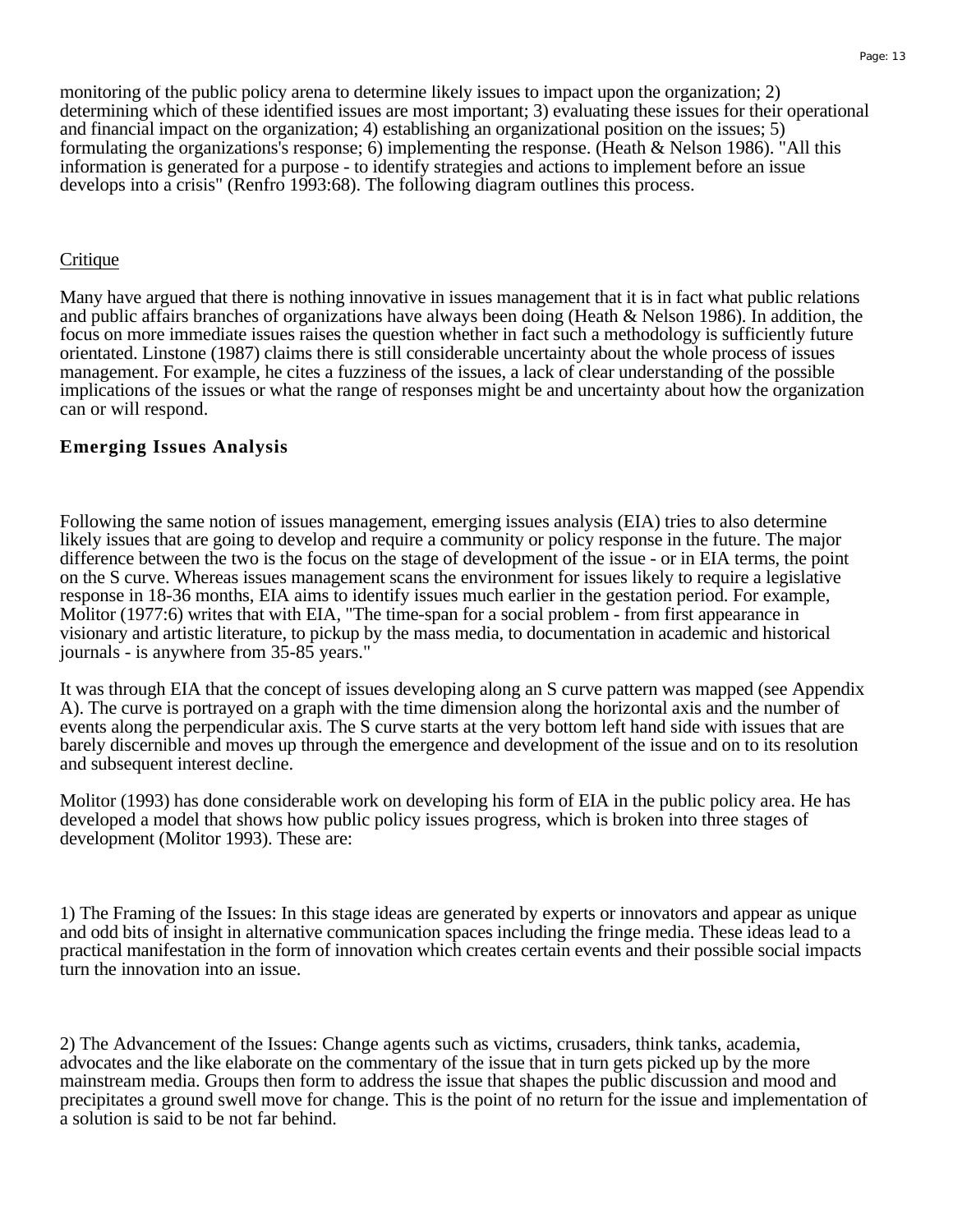monitoring of the public policy arena to determine likely issues to impact upon the organization; 2) determining which of these identified issues are most important; 3) evaluating these issues for their operational and financial impact on the organization; 4) establishing an organizational position on the issues; 5) formulating the organizations's response; 6) implementing the response. (Heath & Nelson 1986). "All this information is generated for a purpose - to identify strategies and actions to implement before an issue develops into a crisis" (Renfro 1993:68). The following diagram outlines this process.

Critique

Many have argued that there is nothing innovative in issues management that it is in fact what public relations and public affairs branches of organizations have always been doing (Heath & Nelson 1986). In addition, the focus on more immediate issues raises the question whether in fact such a methodology is sufficiently future orientated. Linstone (1987) claims there is still considerable uncertainty about the whole process of issues management. For example, he cites a fuzziness of the issues, a lack of clear understanding of the possible implications of the issues or what the range of responses might be and uncertainty about how the organization can or will respond.

### Emerging Issues Analysis

Following the same notion of issues management, emerging issues analysis (EIA) tries to also determine likely issues that are going to develop and require a community or policy response in the future. The major difference between the two is the focus on the stage of development of the issue - or in EIA terms, the point on the S curve. Whereas issues management scans the environment for issues likely to require a legislative response in 18-36 months, EIA aims to identify issues much earlier in the gestation period. For example, Molitor (1977:6) writes that with EIA, "The time-span for a social problem - from first appearance in visionary and artistic literature, to pickup by the mass media, to documentation in academic and historical journals - is anywhere from 35-85 years."

It was through EIA that the concept of issues developing along an S curve pattern was mapped (see Appendix A). The curve is portrayed on a graph with the time dimension along the horizontal axis and the number of events along the perpendicular axis. The S curve starts at the very bottom left hand side with issues that are barely discernible and moves up through the emergence and development of the issue and on to its resolution and subsequent interest decline.

Molitor (1993) has done considerable work on developing his form of EIA in the public policy area. He has developed a model that shows how public policy issues progress, which is broken into three stages of development (Molitor 1993). These are:

1) The Framing of the Issues: In this stage ideas are generated by experts or innovators and appear as unique and odd bits of insight in alternative communication spaces including the fringe media. These ideas lead to a practical manifestation in the form of innovation which creates certain events and their possible social impacts turn the innovation into an issue.

2) The Advancement of the Issues: Change agents such as victims, crusaders, think tanks, academia, advocates and the like elaborate on the commentary of the issue that in turn gets picked up by the more mainstream media. Groups then form to address the issue that shapes the public discussion and mood and precipitates a ground swell move for change. This is the point of no return for the issue and implementation of a solution is said to be not far behind.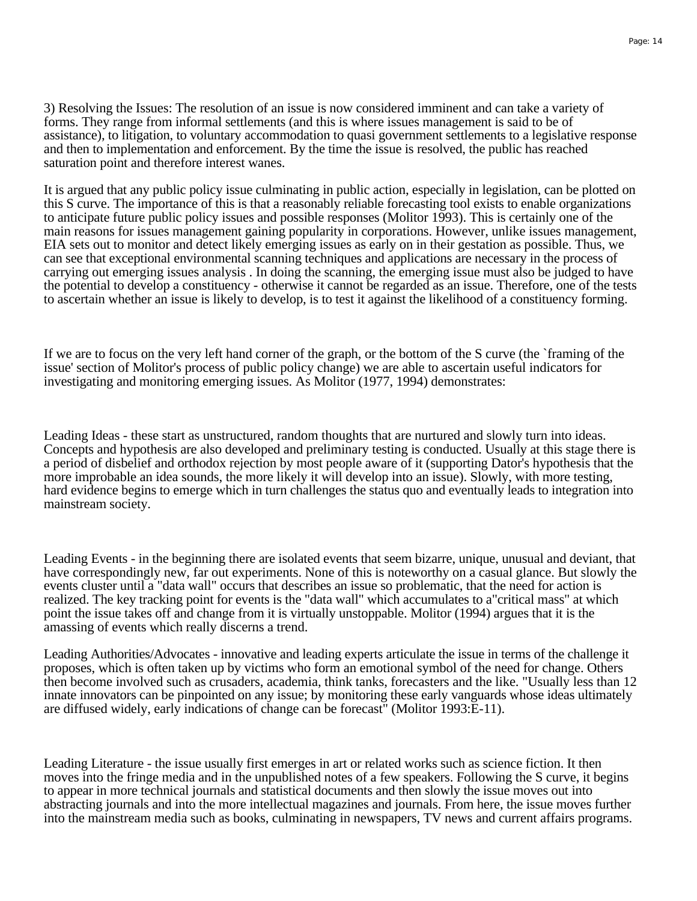3) Resolving the Issues: The resolution of an issue is now considered imminent and can take a variety of forms. They range from informal settlements (and this is where issues management is said to be of assistance), to litigation, to voluntary accommodation to quasi government settlements to a legislative response and then to implementation and enforcement. By the time the issue is resolved, the public has reached saturation point and therefore interest wanes.

It is argued that any public policy issue culminating in public action, especially in legislation, can be plotted on this S curve. The importance of this is that a reasonably reliable forecasting tool exists to enable organizations to anticipate future public policy issues and possible responses (Molitor 1993). This is certainly one of the main reasons for issues management gaining popularity in corporations. However, unlike issues management, EIA sets out to monitor and detect likely emerging issues as early on in their gestation as possible. Thus, we can see that exceptional environmental scanning techniques and applications are necessary in the process of carrying out emerging issues analysis . In doing the scanning, the emerging issue must also be judged to have the potential to develop a constituency - otherwise it cannot be regarded as an issue. Therefore, one of the tests to ascertain whether an issue is likely to develop, is to test it against the likelihood of a constituency forming.

If we are to focus on the very left hand corner of the graph, or the bottom of the S curve (the `framing of the issue' section of Molitor's process of public policy change) we are able to ascertain useful indicators for investigating and monitoring emerging issues. As Molitor (1977, 1994) demonstrates:

Leading Ideas - these start as unstructured, random thoughts that are nurtured and slowly turn into ideas. Concepts and hypothesis are also developed and preliminary testing is conducted. Usually at this stage there is a period of disbelief and orthodox rejection by most people aware of it (supporting Dator's hypothesis that the more improbable an idea sounds, the more likely it will develop into an issue). Slowly, with more testing, hard evidence begins to emerge which in turn challenges the status quo and eventually leads to integration into mainstream society.

Leading Events - in the beginning there are isolated events that seem bizarre, unique, unusual and deviant, that have correspondingly new, far out experiments. None of this is noteworthy on a casual glance. But slowly the events cluster until a "data wall" occurs that describes an issue so problematic, that the need for action is realized. The key tracking point for events is the "data wall" which accumulates to a"critical mass" at which point the issue takes off and change from it is virtually unstoppable. Molitor (1994) argues that it is the amassing of events which really discerns a trend.

Leading Authorities/Advocates - innovative and leading experts articulate the issue in terms of the challenge it proposes, which is often taken up by victims who form an emotional symbol of the need for change. Others then become involved such as crusaders, academia, think tanks, forecasters and the like. "Usually less than 12 innate innovators can be pinpointed on any issue; by monitoring these early vanguards whose ideas ultimately are diffused widely, early indications of change can be forecast" (Molitor 1993:E-11).

Leading Literature - the issue usually first emerges in art or related works such as science fiction. It then moves into the fringe media and in the unpublished notes of a few speakers. Following the S curve, it begins to appear in more technical journals and statistical documents and then slowly the issue moves out into abstracting journals and into the more intellectual magazines and journals. From here, the issue moves further into the mainstream media such as books, culminating in newspapers, TV news and current affairs programs.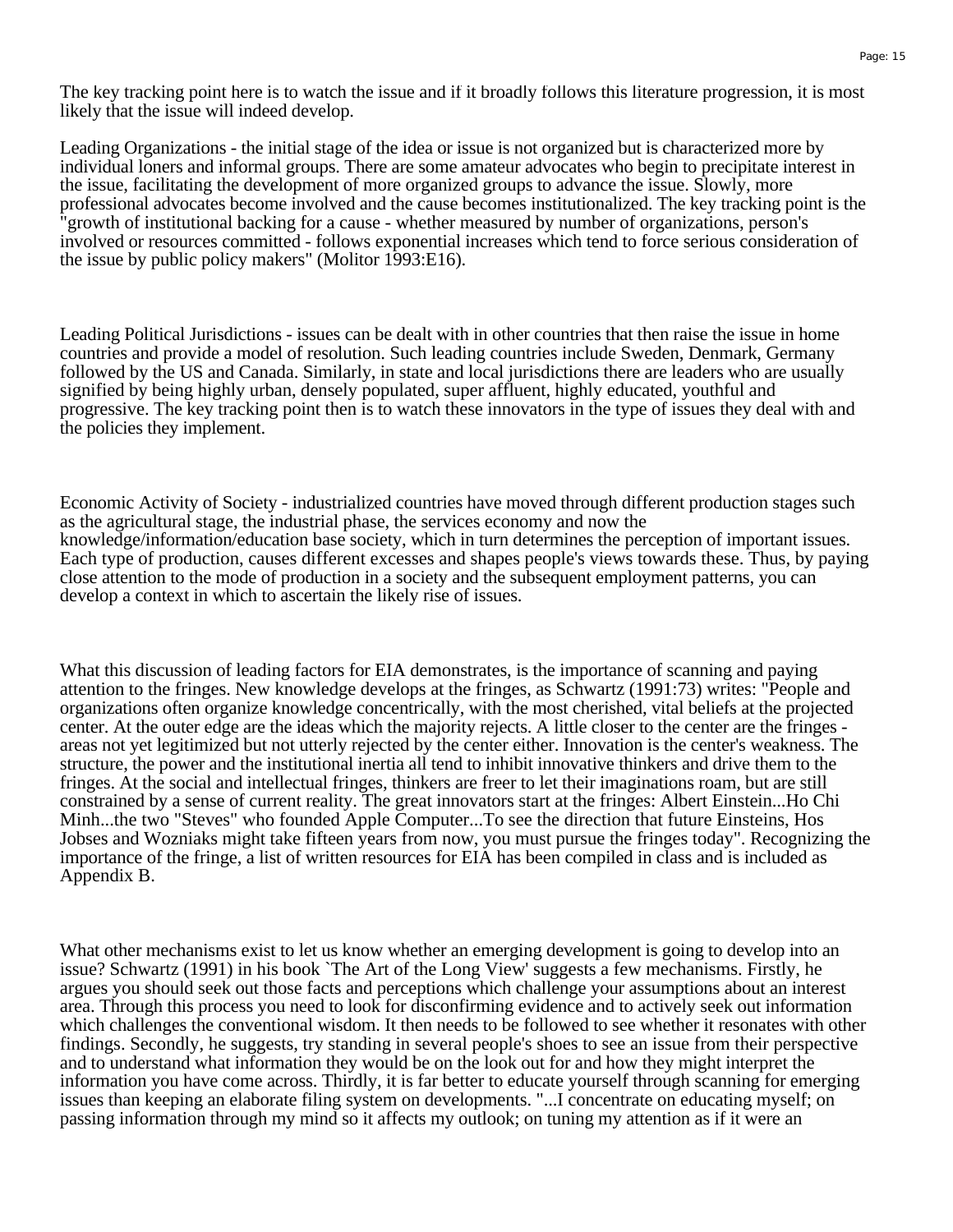The key tracking point here is to watch the issue and if it broadly follows this literature progression, it is most likely that the issue will indeed develop.

Leading Organizations - the initial stage of the idea or issue is not organized but is characterized more by individual loners and informal groups. There are some amateur advocates who begin to precipitate interest in the issue, facilitating the development of more organized groups to advance the issue. Slowly, more professional advocates become involved and the cause becomes institutionalized. The key tracking point is the "growth of institutional backing for a cause - whether measured by number of organizations, person's involved or resources committed - follows exponential increases which tend to force serious consideration of the issue by public policy makers" (Molitor 1993:E16).

Leading Political Jurisdictions - issues can be dealt with in other countries that then raise the issue in home countries and provide a model of resolution. Such leading countries include Sweden, Denmark, Germany followed by the US and Canada. Similarly, in state and local jurisdictions there are leaders who are usually signified by being highly urban, densely populated, super affluent, highly educated, youthful and progressive. The key tracking point then is to watch these innovators in the type of issues they deal with and the policies they implement.

Economic Activity of Society - industrialized countries have moved through different production stages such as the agricultural stage, the industrial phase, the services economy and now the knowledge/information/education base society, which in turn determines the perception of important issues. Each type of production, causes different excesses and shapes people's views towards these. Thus, by paying close attention to the mode of production in a society and the subsequent employment patterns, you can develop a context in which to ascertain the likely rise of issues.

What this discussion of leading factors for EIA demonstrates, is the importance of scanning and paying attention to the fringes. New knowledge develops at the fringes, as Schwartz (1991:73) writes: "People and organizations often organize knowledge concentrically, with the most cherished, vital beliefs at the projected center. At the outer edge are the ideas which the majority rejects. A little closer to the center are the fringes - areas not yet legitimized but not utterly rejected by the center either. Innovation is the center's weakness. The structure, the power and the institutional inertia all tend to inhibit innovative thinkers and drive them to the fringes. At the social and intellectual fringes, thinkers are freer to let their imaginations roam, but are still constrained by a sense of current reality. The great innovators start at the fringes: Albert Einstein...Ho Chi Minh...the two "Steves" who founded Apple Computer...To see the direction that future Einsteins, Hos Jobses and Wozniaks might take fifteen years from now, you must pursue the fringes today". Recognizing the importance of the fringe, a list of written resources for EIA has been compiled in class and is included as Appendix B.

What other mechanisms exist to let us know whether an emerging development is going to develop into an issue? Schwartz (1991) in his book `The Art of the Long View' suggests a few mechanisms. Firstly, he argues you should seek out those facts and perceptions which challenge your assumptions about an interest area. Through this process you need to look for disconfirming evidence and to actively seek out information which challenges the conventional wisdom. It then needs to be followed to see whether it resonates with other findings. Secondly, he suggests, try standing in several people's shoes to see an issue from their perspective and to understand what information they would be on the look out for and how they might interpret the information you have come across. Thirdly, it is far better to educate yourself through scanning for emerging issues than keeping an elaborate filing system on developments. "...I concentrate on educating myself; on passing information through my mind so it affects my outlook; on tuning my attention as if it were an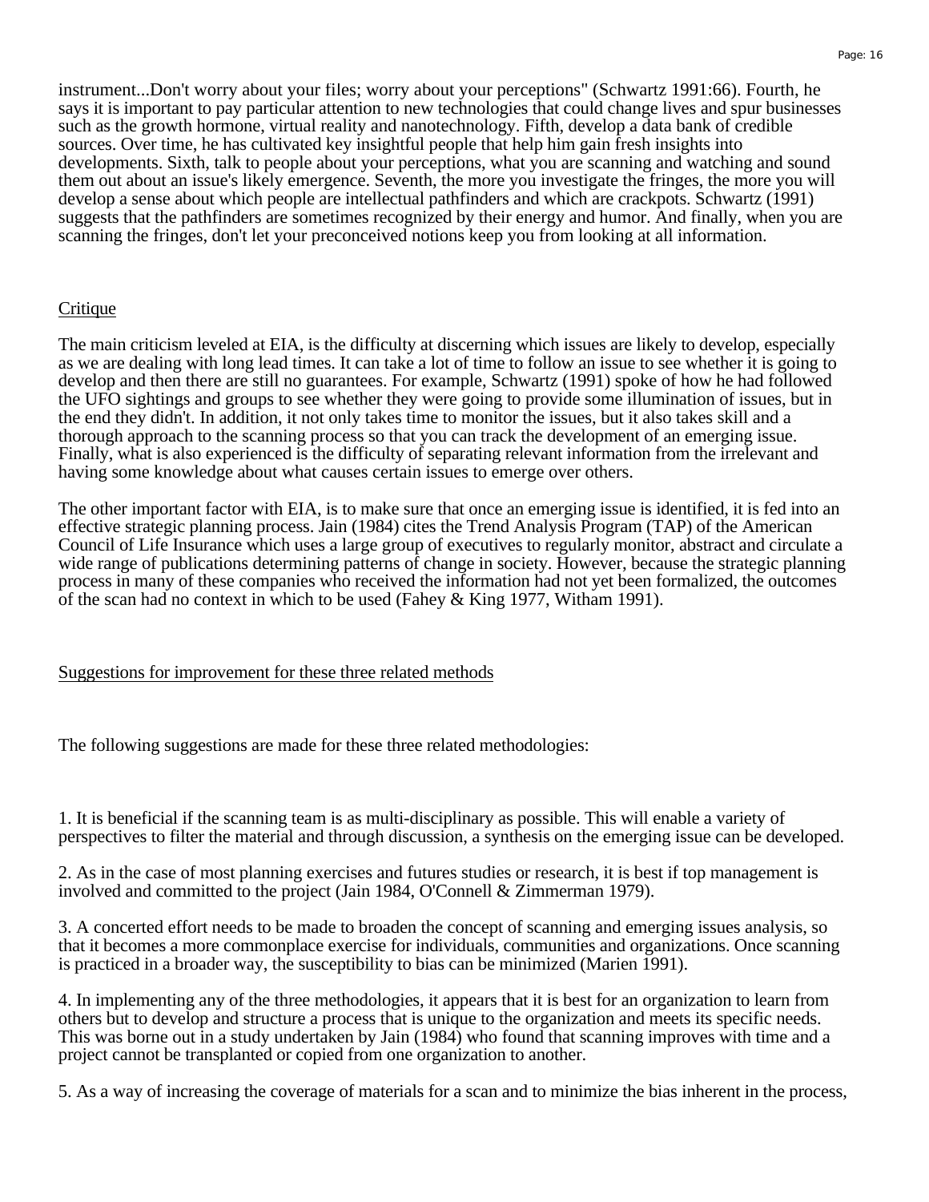instrument...Don't worry about your files; worry about your perceptions" (Schwartz 1991:66). Fourth, he says it is important to pay particular attention to new technologies that could change lives and spur businesses such as the growth hormone, virtual reality and nanotechnology. Fifth, develop a data bank of credible sources. Over time, he has cultivated key insightful people that help him gain fresh insights into developments. Sixth, talk to people about your perceptions, what you are scanning and watching and sound them out about an issue's likely emergence. Seventh, the more you investigate the fringes, the more you will develop a sense about which people are intellectual pathfinders and which are crackpots. Schwartz (1991) suggests that the pathfinders are sometimes recognized by their energy and humor. And finally, when you are scanning the fringes, don't let your preconceived notions keep you from looking at all information.

## Critique

The main criticism leveled at EIA, is the difficulty at discerning which issues are likely to develop, especially as we are dealing with long lead times. It can take a lot of time to follow an issue to see whether it is going to develop and then there are still no guarantees. For example, Schwartz (1991) spoke of how he had followed the UFO sightings and groups to see whether they were going to provide some illumination of issues, but in the end they didn't. In addition, it not only takes time to monitor the issues, but it also takes skill and a thorough approach to the scanning process so that you can track the development of an emerging issue. Finally, what is also experienced is the difficulty of separating relevant information from the irrelevant and having some knowledge about what causes certain issues to emerge over others.

The other important factor with EIA, is to make sure that once an emerging issue is identified, it is fed into an effective strategic planning process. Jain (1984) cites the Trend Analysis Program (TAP) of the American Council of Life Insurance which uses a large group of executives to regularly monitor, abstract and circulate a wide range of publications determining patterns of change in society. However, because the strategic planning process in many of these companies who received the information had not yet been formalized, the outcomes of the scan had no context in which to be used (Fahey & King 1977, Witham 1991).

## Suggestions for improvement for these three related methods

The following suggestions are made for these three related methodologies:

1. It is beneficial if the scanning team is as multi-disciplinary as possible. This will enable a variety of perspectives to filter the material and through discussion, a synthesis on the emerging issue can be developed.

2. As in the case of most planning exercises and futures studies or research, it is best if top management is involved and committed to the project (Jain 1984, O'Connell & Zimmerman 1979).

3. A concerted effort needs to be made to broaden the concept of scanning and emerging issues analysis, so that it becomes a more commonplace exercise for individuals, communities and organizations. Once scanning is practiced in a broader way, the susceptibility to bias can be minimized (Marien 1991).

4. In implementing any of the three methodologies, it appears that it is best for an organization to learn from others but to develop and structure a process that is unique to the organization and meets its specific needs. This was borne out in a study undertaken by Jain (1984) who found that scanning improves with time and a project cannot be transplanted or copied from one organization to another.

5. As a way of increasing the coverage of materials for a scan and to minimize the bias inherent in the process,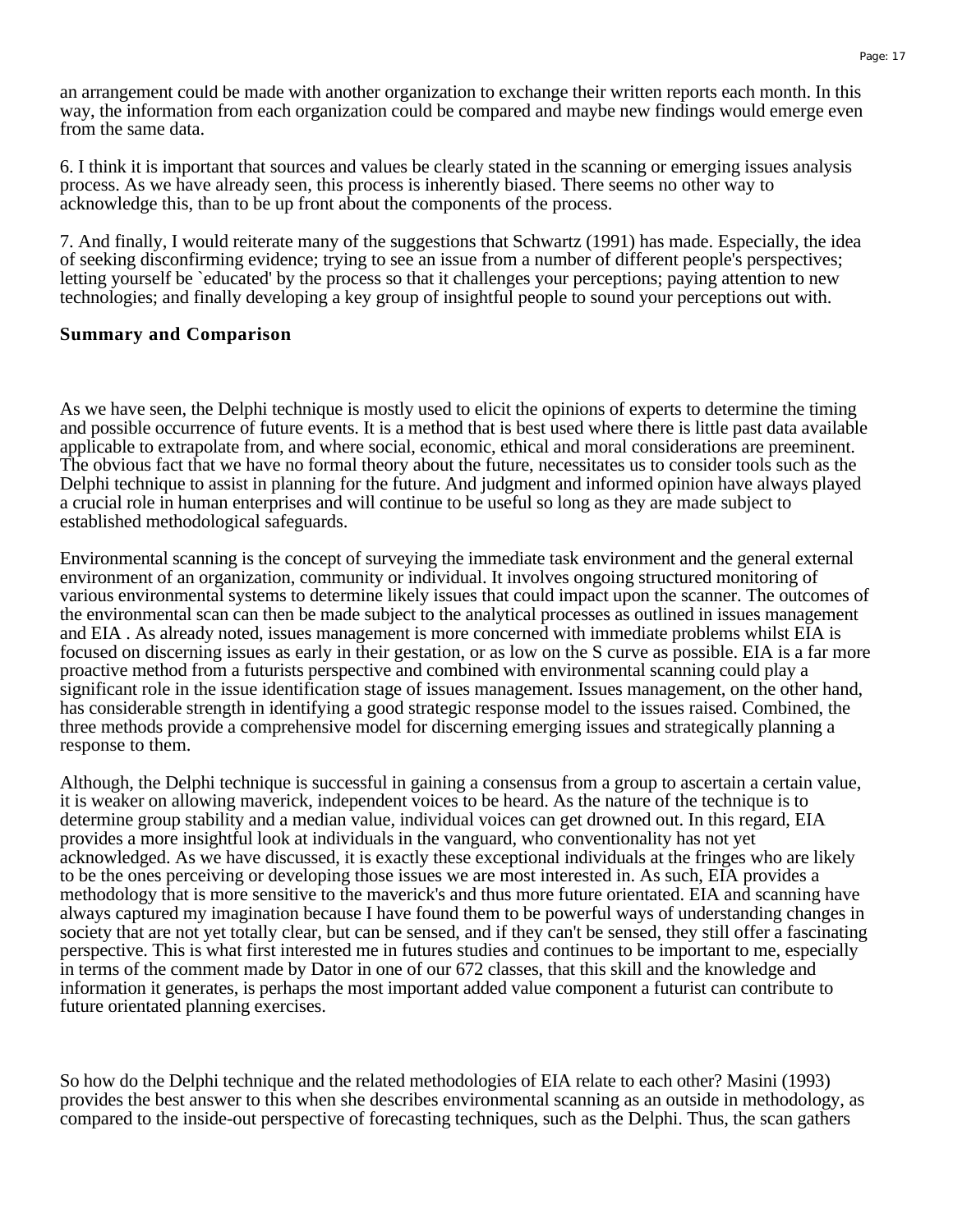an arrangement could be made with another organization to exchange their written reports each month. In this way, the information from each organization could be compared and maybe new findings would emerge even from the same data.

6. I think it is important that sources and values be clearly stated in the scanning or emerging issues analysis process. As we have already seen, this process is inherently biased. There seems no other way to acknowledge this, than to be up front about the components of the process.

7. And finally, I would reiterate many of the suggestions that Schwartz (1991) has made. Especially, the idea of seeking disconfirming evidence; trying to see an issue from a number of different people's perspectives; letting yourself be `educated' by the process so that it challenges your perceptions; paying attention to new technologies; and finally developing a key group of insightful people to sound your perceptions out with.

### Summary and Comparison

As we have seen, the Delphi technique is mostly used to elicit the opinions of experts to determine the timing and possible occurrence of future events. It is a method that is best used where there is little past data available applicable to extrapolate from, and where social, economic, ethical and moral considerations are preeminent. The obvious fact that we have no formal theory about the future, necessitates us to consider tools such as the Delphi technique to assist in planning for the future. And judgment and informed opinion have always played a crucial role in human enterprises and will continue to be useful so long as they are made subject to established methodological safeguards.

Environmental scanning is the concept of surveying the immediate task environment and the general external environment of an organization, community or individual. It involves ongoing structured monitoring of various environmental systems to determine likely issues that could impact upon the scanner. The outcomes of the environmental scan can then be made subject to the analytical processes as outlined in issues management and EIA . As already noted, issues management is more concerned with immediate problems whilst EIA is focused on discerning issues as early in their gestation, or as low on the S curve as possible. EIA is a far more proactive method from a futurists perspective and combined with environmental scanning could play a significant role in the issue identification stage of issues management. Issues management, on the other hand, has considerable strength in identifying a good strategic response model to the issues raised. Combined, the three methods provide a comprehensive model for discerning emerging issues and strategically planning a response to them.

Although, the Delphi technique is successful in gaining a consensus from a group to ascertain a certain value, it is weaker on allowing maverick, independent voices to be heard. As the nature of the technique is to determine group stability and a median value, individual voices can get drowned out. In this regard, EIA provides a more insightful look at individuals in the vanguard, who conventionality has not yet acknowledged. As we have discussed, it is exactly these exceptional individuals at the fringes who are likely to be the ones perceiving or developing those issues we are most interested in. As such, EIA provides a methodology that is more sensitive to the maverick's and thus more future orientated. EIA and scanning have always captured my imagination because I have found them to be powerful ways of understanding changes in society that are not yet totally clear, but can be sensed, and if they can't be sensed, they still offer a fascinating perspective. This is what first interested me in futures studies and continues to be important to me, especially in terms of the comment made by Dator in one of our 672 classes, that this skill and the knowledge and information it generates, is perhaps the most important added value component a futurist can contribute to future orientated planning exercises.

So how do the Delphi technique and the related methodologies of EIA relate to each other? Masini (1993) provides the best answer to this when she describes environmental scanning as an outside in methodology, as compared to the inside-out perspective of forecasting techniques, such as the Delphi. Thus, the scan gathers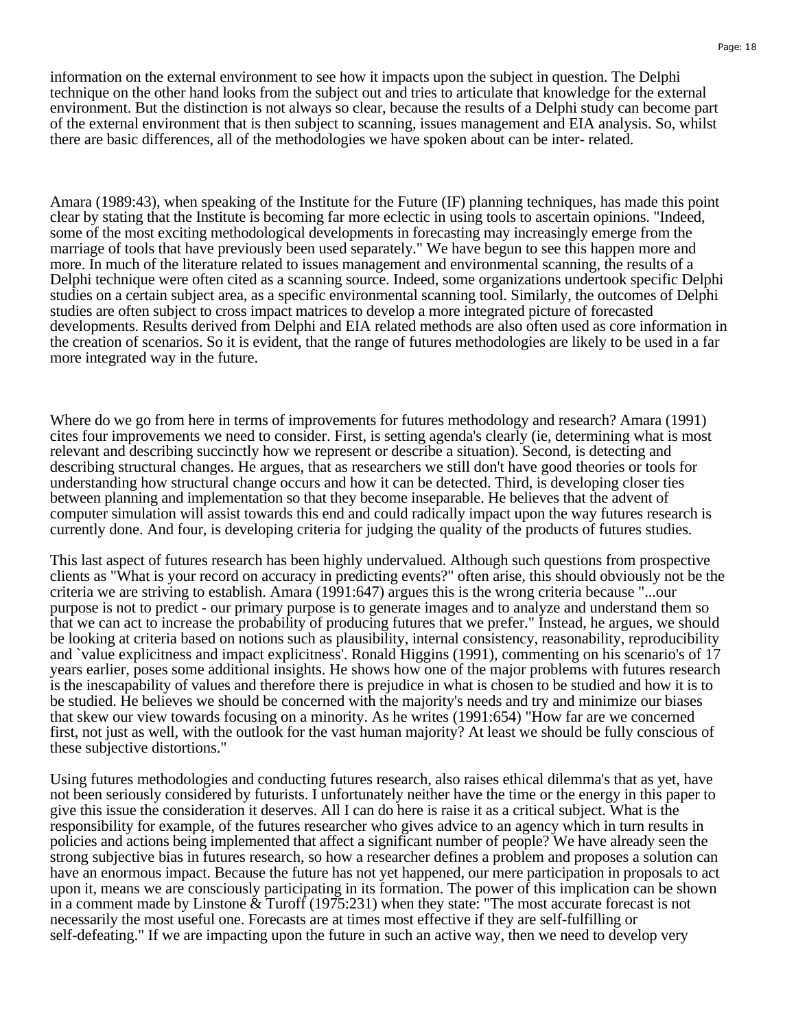information on the external environment to see how it impacts upon the subject in question. The Delphi technique on the other hand looks from the subject out and tries to articulate that knowledge for the external environment. But the distinction is not always so clear, because the results of a Delphi study can become part of the external environment that is then subject to scanning, issues management and EIA analysis. So, whilst there are basic differences, all of the methodologies we have spoken about can be inter- related.

Amara (1989:43), when speaking of the Institute for the Future (IF) planning techniques, has made this point clear by stating that the Institute is becoming far more eclectic in using tools to ascertain opinions. "Indeed, some of the most exciting methodological developments in forecasting may increasingly emerge from the marriage of tools that have previously been used separately." We have begun to see this happen more and more. In much of the literature related to issues management and environmental scanning, the results of a Delphi technique were often cited as a scanning source. Indeed, some organizations undertook specific Delphi studies on a certain subject area, as a specific environmental scanning tool. Similarly, the outcomes of Delphi studies are often subject to cross impact matrices to develop a more integrated picture of forecasted developments. Results derived from Delphi and EIA related methods are also often used as core information in the creation of scenarios. So it is evident, that the range of futures methodologies are likely to be used in a far more integrated way in the future.

Where do we go from here in terms of improvements for futures methodology and research? Amara (1991) cites four improvements we need to consider. First, is setting agenda's clearly (ie, determining what is most relevant and describing succinctly how we represent or describe a situation). Second, is detecting and describing structural changes. He argues, that as researchers we still don't have good theories or tools for understanding how structural change occurs and how it can be detected. Third, is developing closer ties between planning and implementation so that they become inseparable. He believes that the advent of computer simulation will assist towards this end and could radically impact upon the way futures research is currently done. And four, is developing criteria for judging the quality of the products of futures studies.

This last aspect of futures research has been highly undervalued. Although such questions from prospective clients as "What is your record on accuracy in predicting events?" often arise, this should obviously not be the criteria we are striving to establish. Amara (1991:647) argues this is the wrong criteria because "...our purpose is not to predict - our primary purpose is to generate images and to analyze and understand them so that we can act to increase the probability of producing futures that we prefer." Instead, he argues, we should be looking at criteria based on notions such as plausibility, internal consistency, reasonability, reproducibility and `value explicitness and impact explicitness'. Ronald Higgins (1991), commenting on his scenario's of 17 years earlier, poses some additional insights. He shows how one of the major problems with futures research is the inescapability of values and therefore there is prejudice in what is chosen to be studied and how it is to be studied. He believes we should be concerned with the majority's needs and try and minimize our biases that skew our view towards focusing on a minority. As he writes (1991:654) "How far are we concerned first, not just as well, with the outlook for the vast human majority? At least we should be fully conscious of these subjective distortions."

Using futures methodologies and conducting futures research, also raises ethical dilemma's that as yet, have not been seriously considered by futurists. I unfortunately neither have the time or the energy in this paper to give this issue the consideration it deserves. All I can do here is raise it as a critical subject. What is the responsibility for example, of the futures researcher who gives advice to an agency which in turn results in policies and actions being implemented that affect a significant number of people? We have already seen the strong subjective bias in futures research, so how a researcher defines a problem and proposes a solution can have an enormous impact. Because the future has not yet happened, our mere participation in proposals to act upon it, means we are consciously participating in its formation. The power of this implication can be shown in a comment made by Linstone & Turoff (1975:231) when they state: "The most accurate forecast is not necessarily the most useful one. Forecasts are at times most effective if they are self-fulfilling or self-defeating." If we are impacting upon the future in such an active way, then we need to develop very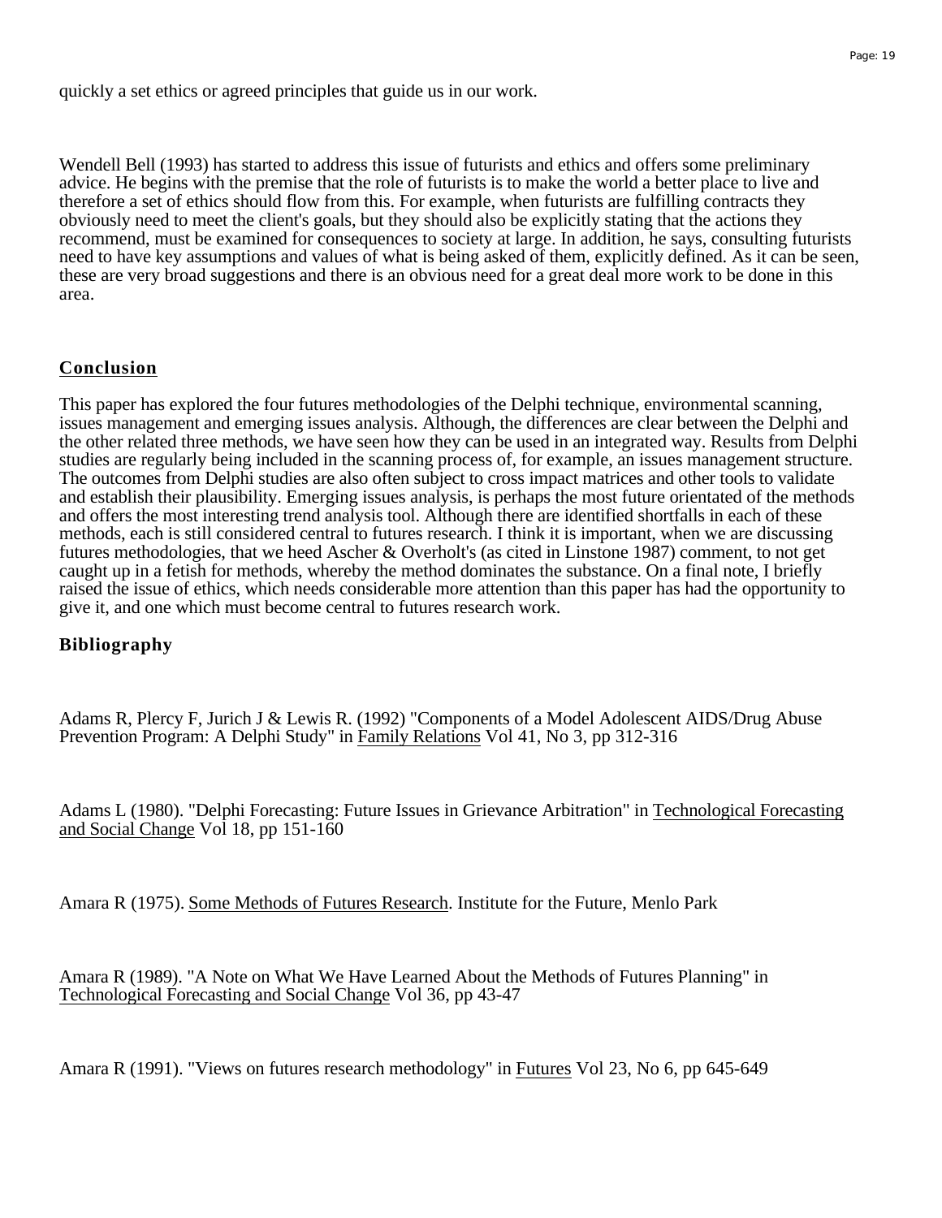quickly a set ethics or agreed principles that guide us in our work.

Wendell Bell (1993) has started to address this issue of futurists and ethics and offers some preliminary advice. He begins with the premise that the role of futurists is to make the world a better place to live and therefore a set of ethics should flow from this. For example, when futurists are fulfilling contracts they obviously need to meet the client's goals, but they should also be explicitly stating that the actions they recommend, must be examined for consequences to society at large. In addition, he says, consulting futurists need to have key assumptions and values of what is being asked of them, explicitly defined. As it can be seen, these are very broad suggestions and there is an obvious need for a great deal more work to be done in this area.

## Conclusion

This paper has explored the four futures methodologies of the Delphi technique, environmental scanning, issues management and emerging issues analysis. Although, the differences are clear between the Delphi and the other related three methods, we have seen how they can be used in an integrated way. Results from Delphi studies are regularly being included in the scanning process of, for example, an issues management structure. The outcomes from Delphi studies are also often subject to cross impact matrices and other tools to validate and establish their plausibility. Emerging issues analysis, is perhaps the most future orientated of the methods and offers the most interesting trend analysis tool. Although there are identified shortfalls in each of these methods, each is still considered central to futures research. I think it is important, when we are discussing futures methodologies, that we heed Ascher & Overholt's (as cited in Linstone 1987) comment, to not get caught up in a fetish for methods, whereby the method dominates the substance. On a final note, I briefly raised the issue of ethics, which needs considerable more attention than this paper has had the opportunity to give it, and one which must become central to futures research work.

## Bibliography

Adams R, Plercy F, Jurich J & Lewis R. (1992) "Components of a Model Adolescent AIDS/Drug Abuse Prevention Program: A Delphi Study" in Family Relations Vol 41, No 3, pp 312-316

Adams L (1980). "Delphi Forecasting: Future Issues in Grievance Arbitration" in Technological Forecasting and Social Change Vol 18, pp 151-160

Amara R (1975). Some Methods of Futures Research. Institute for the Future, Menlo Park

Amara R (1989). "A Note on What We Have Learned About the Methods of Futures Planning" in Technological Forecasting and Social Change Vol 36, pp 43-47

Amara R (1991). "Views on futures research methodology" in Futures Vol 23, No 6, pp 645-649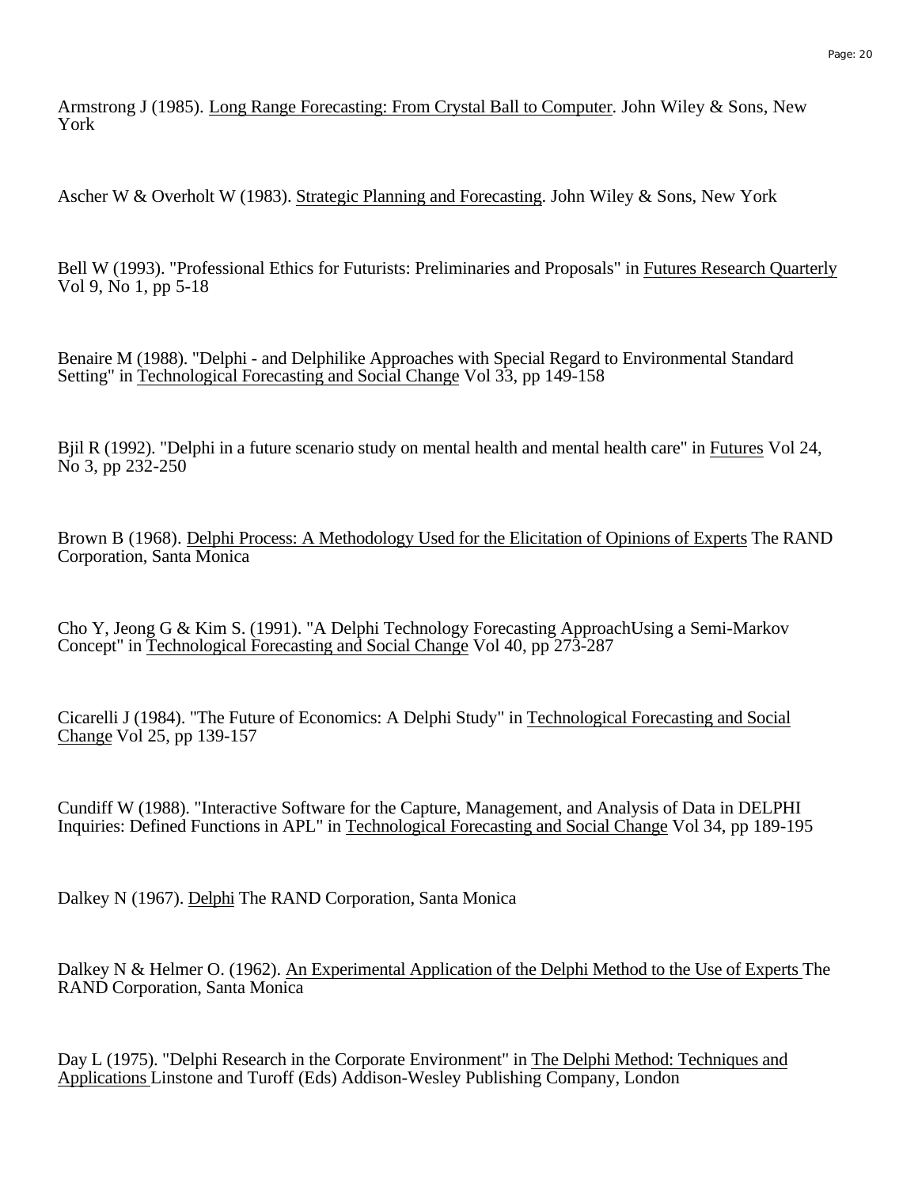Armstrong J (1985). Long Range Forecasting: From Crystal Ball to Computer. John Wiley & Sons, New York

Ascher W & Overholt W (1983). Strategic Planning and Forecasting. John Wiley & Sons, New York

Bell W (1993). "Professional Ethics for Futurists: Preliminaries and Proposals" in Futures Research Quarterly Vol 9, No 1, pp 5-18

Benaire M (1988). "Delphi - and Delphilike Approaches with Special Regard to Environmental Standard Setting" in Technological Forecasting and Social Change Vol 33, pp 149-158

Bjil R (1992). "Delphi in a future scenario study on mental health and mental health care" in Futures Vol 24, No 3, pp 232-250

Brown B (1968). Delphi Process: A Methodology Used for the Elicitation of Opinions of Experts The RAND Corporation, Santa Monica

Cho Y, Jeong G & Kim S. (1991). "A Delphi Technology Forecasting ApproachUsing a Semi-Markov Concept" in Technological Forecasting and Social Change Vol 40, pp 273-287

Cicarelli J (1984). "The Future of Economics: A Delphi Study" in Technological Forecasting and Social Change Vol 25, pp 139-157

Cundiff W (1988). "Interactive Software for the Capture, Management, and Analysis of Data in DELPHI Inquiries: Defined Functions in APL" in Technological Forecasting and Social Change Vol 34, pp 189-195

Dalkey N (1967). Delphi The RAND Corporation, Santa Monica

Dalkey N & Helmer O. (1962). An Experimental Application of the Delphi Method to the Use of Experts The RAND Corporation, Santa Monica

Day L (1975). "Delphi Research in the Corporate Environment" in The Delphi Method: Techniques and Applications Linstone and Turoff (Eds) Addison-Wesley Publishing Company, London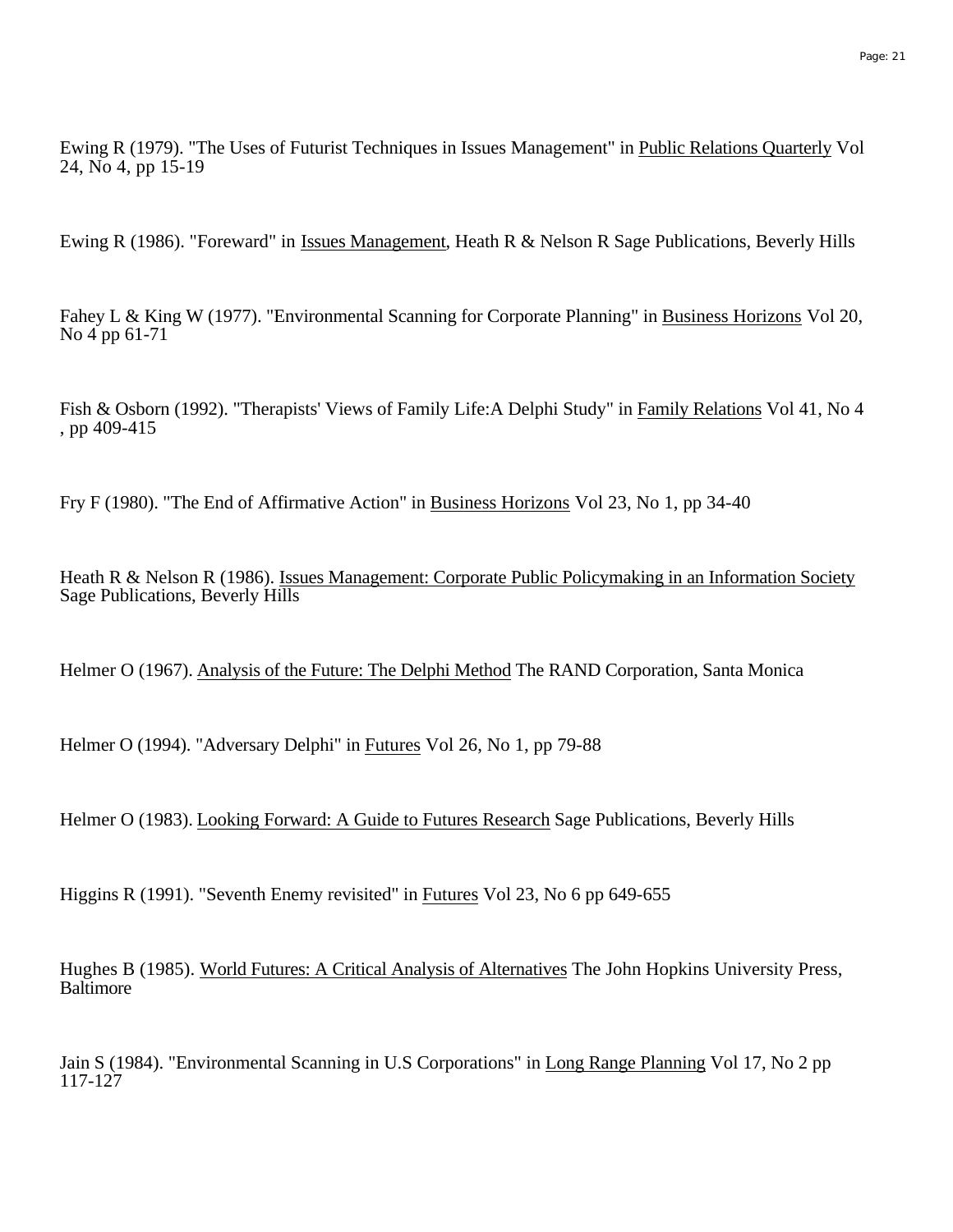Ewing R (1979). "The Uses of Futurist Techniques in Issues Management" in Public Relations Quarterly Vol 24, No 4, pp 15-19

Ewing R (1986). "Foreward" in Issues Management, Heath R & Nelson R Sage Publications, Beverly Hills

Fahey L & King W (1977). "Environmental Scanning for Corporate Planning" in Business Horizons Vol 20, No 4 pp 61-71

Fish & Osborn (1992). "Therapists' Views of Family Life:A Delphi Study" in Family Relations Vol 41, No 4 , pp 409-415

Fry F (1980). "The End of Affirmative Action" in Business Horizons Vol 23, No 1, pp 34-40

Heath R & Nelson R (1986). Issues Management: Corporate Public Policymaking in an Information Society Sage Publications, Beverly Hills

Helmer O (1967). Analysis of the Future: The Delphi Method The RAND Corporation, Santa Monica

Helmer O (1994). "Adversary Delphi" in Futures Vol 26, No 1, pp 79-88

Helmer O (1983). Looking Forward: A Guide to Futures Research Sage Publications, Beverly Hills

Higgins R (1991). "Seventh Enemy revisited" in Futures Vol 23, No 6 pp 649-655

Hughes B (1985). World Futures: A Critical Analysis of Alternatives The John Hopkins University Press, Baltimore

Jain S (1984). "Environmental Scanning in U.S Corporations" in Long Range Planning Vol 17, No 2 pp 117-127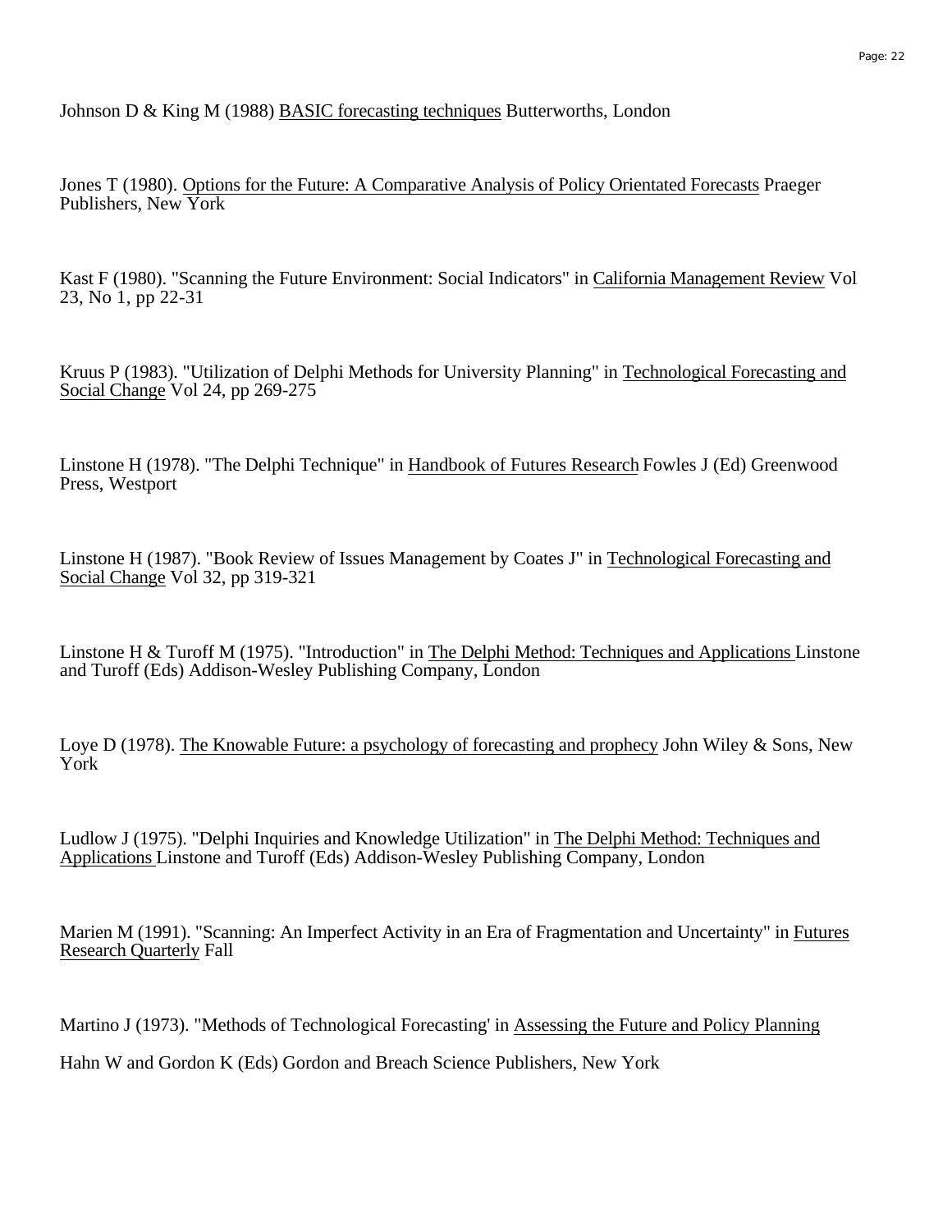Johnson D & King M (1988) BASIC forecasting techniques Butterworths, London

Jones T (1980). Options for the Future: A Comparative Analysis of Policy Orientated Forecasts Praeger Publishers, New York

Kast F (1980). "Scanning the Future Environment: Social Indicators" in California Management Review Vol 23, No 1, pp 22-31

Kruus P (1983). "Utilization of Delphi Methods for University Planning" in Technological Forecasting and Social Change Vol 24, pp 269-275

Linstone H (1978). "The Delphi Technique" in Handbook of Futures Research Fowles J (Ed) Greenwood Press, Westport

Linstone H (1987). "Book Review of Issues Management by Coates J" in Technological Forecasting and Social Change Vol 32, pp 319-321

Linstone H & Turoff M (1975). "Introduction" in The Delphi Method: Techniques and Applications Linstone and Turoff (Eds) Addison-Wesley Publishing Company, London

Loye D (1978). The Knowable Future: a psychology of forecasting and prophecy John Wiley & Sons, New York

Ludlow J (1975). "Delphi Inquiries and Knowledge Utilization" in The Delphi Method: Techniques and Applications Linstone and Turoff (Eds) Addison-Wesley Publishing Company, London

Marien M (1991). "Scanning: An Imperfect Activity in an Era of Fragmentation and Uncertainty" in Futures Research Quarterly Fall

Martino J (1973). "Methods of Technological Forecasting' in Assessing the Future and Policy Planning

Hahn W and Gordon K (Eds) Gordon and Breach Science Publishers, New York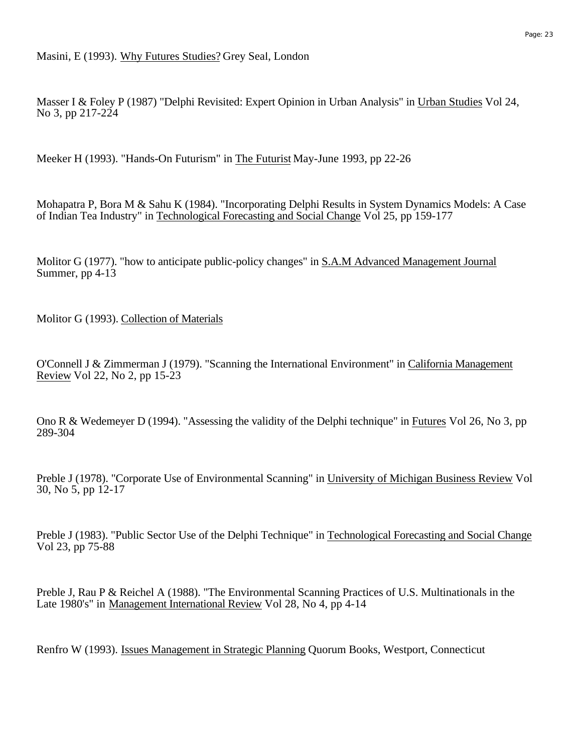Masini, E (1993). Why Futures Studies? Grey Seal, London

Masser I & Foley P (1987) "Delphi Revisited: Expert Opinion in Urban Analysis" in Urban Studies Vol 24, No 3, pp 217-224

Meeker H (1993). "Hands-On Futurism" in The Futurist May-June 1993, pp 22-26

Mohapatra P, Bora M & Sahu K (1984). "Incorporating Delphi Results in System Dynamics Models: A Case of Indian Tea Industry" in Technological Forecasting and Social Change Vol 25, pp 159-177

Molitor G (1977). "how to anticipate public-policy changes" in S.A.M Advanced Management Journal Summer, pp 4-13

Molitor G (1993). Collection of Materials

O'Connell J & Zimmerman J (1979). "Scanning the International Environment" in California Management Review Vol 22, No 2, pp 15-23

Ono R & Wedemeyer D (1994). "Assessing the validity of the Delphi technique" in Futures Vol 26, No 3, pp 289-304

Preble J (1978). "Corporate Use of Environmental Scanning" in University of Michigan Business Review Vol 30, No 5, pp 12-17

Preble J (1983). "Public Sector Use of the Delphi Technique" in Technological Forecasting and Social Change Vol 23, pp 75-88

Preble J, Rau P & Reichel A (1988). "The Environmental Scanning Practices of U.S. Multinationals in the Late 1980's" in Management International Review Vol 28, No 4, pp 4-14

Renfro W (1993). Issues Management in Strategic Planning Quorum Books, Westport, Connecticut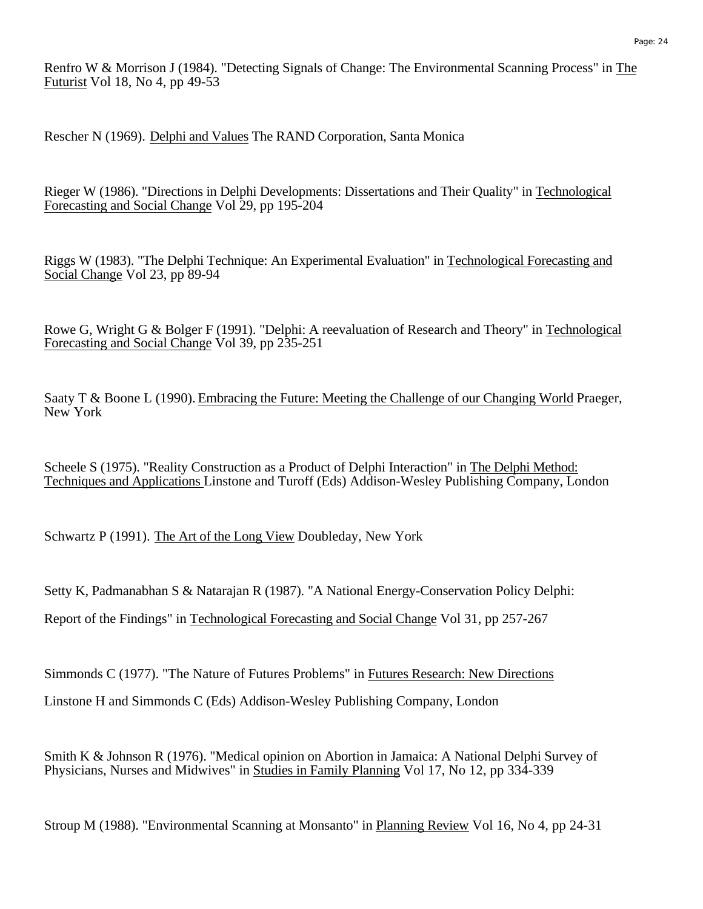Renfro W & Morrison J (1984). "Detecting Signals of Change: The Environmental Scanning Process" in The Futurist Vol 18, No 4, pp 49-53

Rescher N (1969). Delphi and Values The RAND Corporation, Santa Monica

Rieger W (1986). "Directions in Delphi Developments: Dissertations and Their Quality" in Technological Forecasting and Social Change Vol 29, pp 195-204

Riggs W (1983). "The Delphi Technique: An Experimental Evaluation" in Technological Forecasting and Social Change Vol 23, pp 89-94

Rowe G, Wright G & Bolger F (1991). "Delphi: A reevaluation of Research and Theory" in Technological Forecasting and Social Change Vol 39, pp 235-251

Saaty T & Boone L (1990). Embracing the Future: Meeting the Challenge of our Changing World Praeger, New York

Scheele S (1975). "Reality Construction as a Product of Delphi Interaction" in The Delphi Method: Techniques and Applications Linstone and Turoff (Eds) Addison-Wesley Publishing Company, London

Schwartz P (1991). The Art of the Long View Doubleday, New York

Setty K, Padmanabhan S & Natarajan R (1987). "A National Energy-Conservation Policy Delphi: Report of the Findings" in Technological Forecasting and Social Change Vol 31, pp 257-267

Simmonds C (1977). "The Nature of Futures Problems" in Futures Research: New Directions Linstone H and Simmonds C (Eds) Addison-Wesley Publishing Company, London

Smith K & Johnson R (1976). "Medical opinion on Abortion in Jamaica: A National Delphi Survey of Physicians, Nurses and Midwives" in Studies in Family Planning Vol 17, No 12, pp 334-339

Stroup M (1988). "Environmental Scanning at Monsanto" in Planning Review Vol 16, No 4, pp 24-31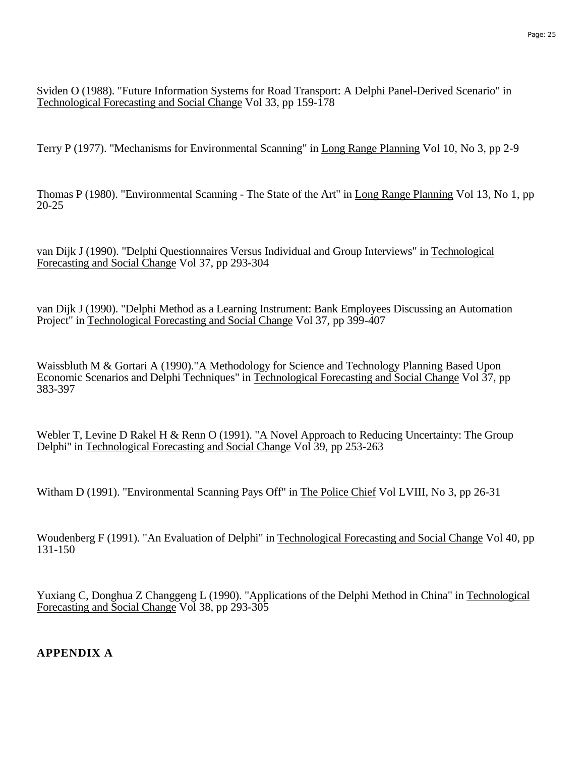Sviden O (1988). "Future Information Systems for Road Transport: A Delphi Panel-Derived Scenario" in Technological Forecasting and Social Change Vol 33, pp 159-178

Terry P (1977). "Mechanisms for Environmental Scanning" in Long Range Planning Vol 10, No 3, pp 2-9

Thomas P (1980). "Environmental Scanning - The State of the Art" in Long Range Planning Vol 13, No 1, pp 20-25

van Dijk J (1990). "Delphi Questionnaires Versus Individual and Group Interviews" in Technological Forecasting and Social Change Vol 37, pp 293-304

van Dijk J (1990). "Delphi Method as a Learning Instrument: Bank Employees Discussing an Automation Project" in Technological Forecasting and Social Change Vol 37, pp 399-407

Waissbluth M & Gortari A (1990)."A Methodology for Science and Technology Planning Based Upon Economic Scenarios and Delphi Techniques" in Technological Forecasting and Social Change Vol 37, pp 383-397

Webler T, Levine D Rakel H & Renn O (1991). "A Novel Approach to Reducing Uncertainty: The Group Delphi" in Technological Forecasting and Social Change Vol 39, pp 253-263

Witham D (1991). "Environmental Scanning Pays Off" in The Police Chief Vol LVIII, No 3, pp 26-31

Woudenberg F (1991). "An Evaluation of Delphi" in Technological Forecasting and Social Change Vol 40, pp 131-150

Yuxiang C, Donghua Z Changgeng L (1990). "Applications of the Delphi Method in China" in Technological Forecasting and Social Change Vol 38, pp 293-305

**APPENDIX A**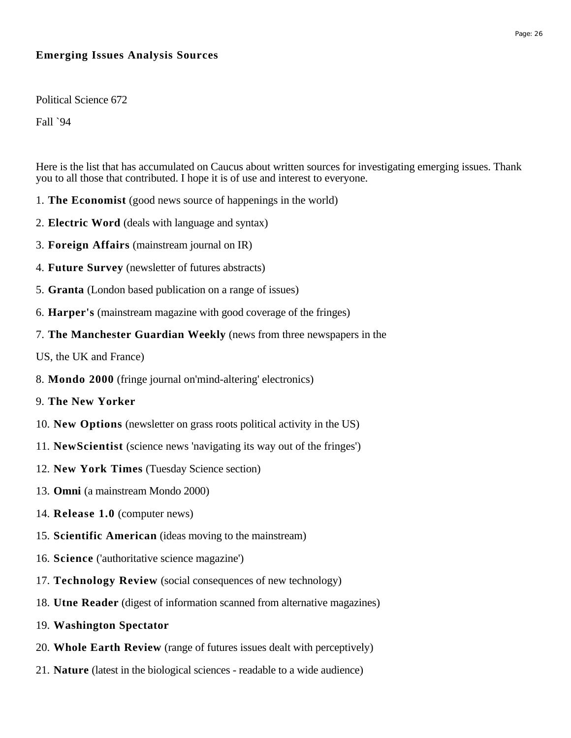### Emerging Issues Analysis Sources

Political Science 672

Fall `94

Here is the list that has accumulated on Caucus about written sources for investigating emerging issues. Thank you to all those that contributed. I hope it is of use and interest to everyone.

1. **The Economist** (good news source of happenings in the world)
2. **Electric Word** (deals with language and syntax)
3. **Foreign Affairs** (mainstream journal on IR)
4. **Future Survey** (newsletter of futures abstracts)
5. **Granta** (London based publication on a range of issues)
6. **Harper's** (mainstream magazine with good coverage of the fringes)
7. **The Manchester Guardian Weekly** (news from three newspapers in the

US, the UK and France)

8. **Mondo 2000** (fringe journal on'mind-altering' electronics)
9. **The New Yorker**
10. **New Options** (newsletter on grass roots political activity in the US)
11. **NewScientist** (science news 'navigating its way out of the fringes')
12. **New York Times** (Tuesday Science section)
13. **Omni** (a mainstream Mondo 2000)
14. **Release 1.0** (computer news)
15. **Scientific American** (ideas moving to the mainstream)
16. **Science** ('authoritative science magazine')
17. **Technology Review** (social consequences of new technology)
18. **Utne Reader** (digest of information scanned from alternative magazines)
19. **Washington Spectator**
20. **Whole Earth Review** (range of futures issues dealt with perceptively)
21. **Nature** (latest in the biological sciences - readable to a wide audience)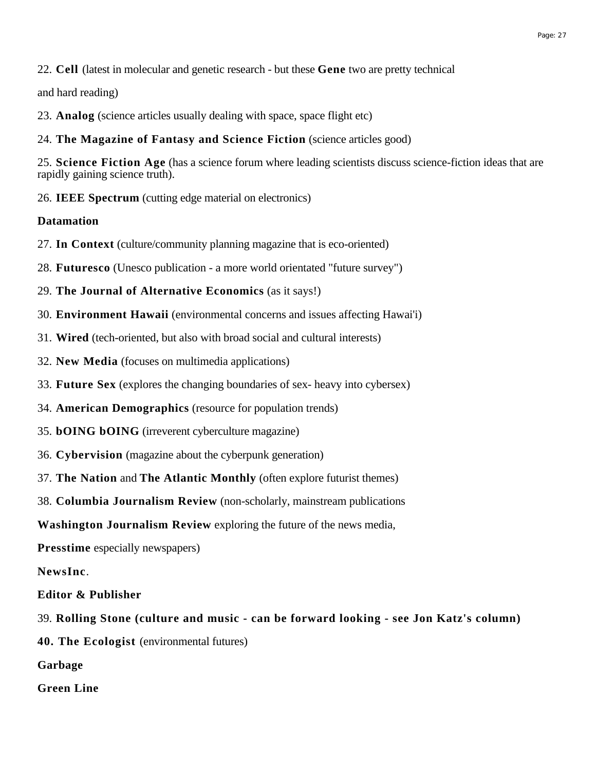22. **Cell** (latest in molecular and genetic research - but these **Gene** two are pretty technical

and hard reading)

23. **Analog** (science articles usually dealing with space, space flight etc)

24. **The Magazine of Fantasy and Science Fiction** (science articles good)

25. **Science Fiction Age** (has a science forum where leading scientists discuss science-fiction ideas that are rapidly gaining science truth).

26. **IEEE Spectrum** (cutting edge material on electronics)

**Datamation**

27. **In Context** (culture/community planning magazine that is eco-oriented)

28. **Futuresco** (Unesco publication - a more world orientated "future survey")

29. **The Journal of Alternative Economics** (as it says!)

30. **Environment Hawaii** (environmental concerns and issues affecting Hawai'i)

31. **Wired** (tech-oriented, but also with broad social and cultural interests)

32. **New Media** (focuses on multimedia applications)

33. **Future Sex** (explores the changing boundaries of sex- heavy into cybersex)

34. **American Demographics** (resource for population trends)

35. **bOING bOING** (irreverent cyberculture magazine)

36. **Cybervision** (magazine about the cyberpunk generation)

37. **The Nation** and **The Atlantic Monthly** (often explore futurist themes)

38. **Columbia Journalism Review** (non-scholarly, mainstream publications

**Washington Journalism Review** exploring the future of the news media,

**Presstime** especially newspapers)

**NewsInc**.

**Editor & Publisher**

39. **Rolling Stone (culture and music - can be forward looking - see Jon Katz's column)**

**40. The Ecologist** (environmental futures)

**Garbage**

**Green Line**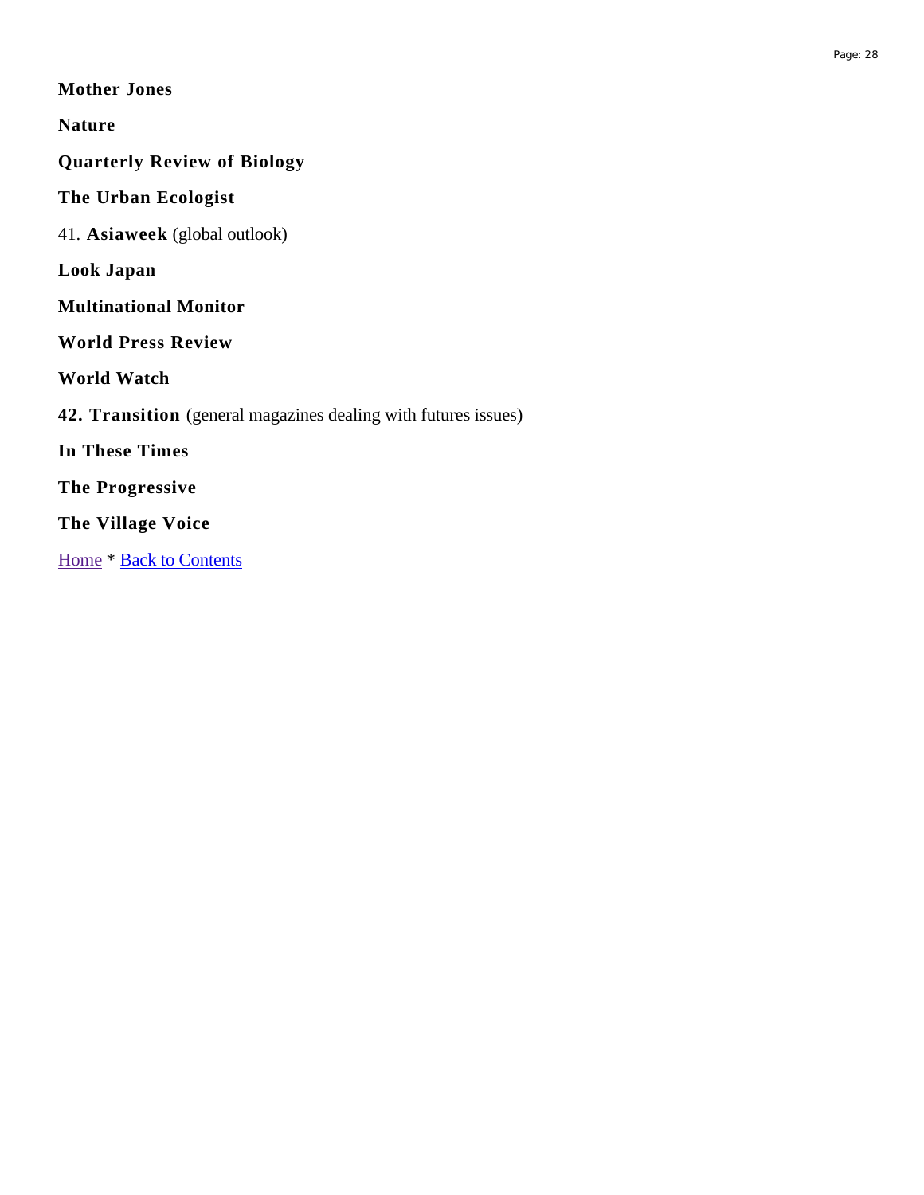**Mother Jones**

**Nature**

**Quarterly Review of Biology**

**The Urban Ecologist**

41. **Asiaweek** (global outlook)

**Look Japan**

**Multinational Monitor**

**World Press Review**

**World Watch**

**42. Transition** (general magazines dealing with futures issues)

**In These Times**

**The Progressive**

**The Village Voice**

Home * Back to Contents